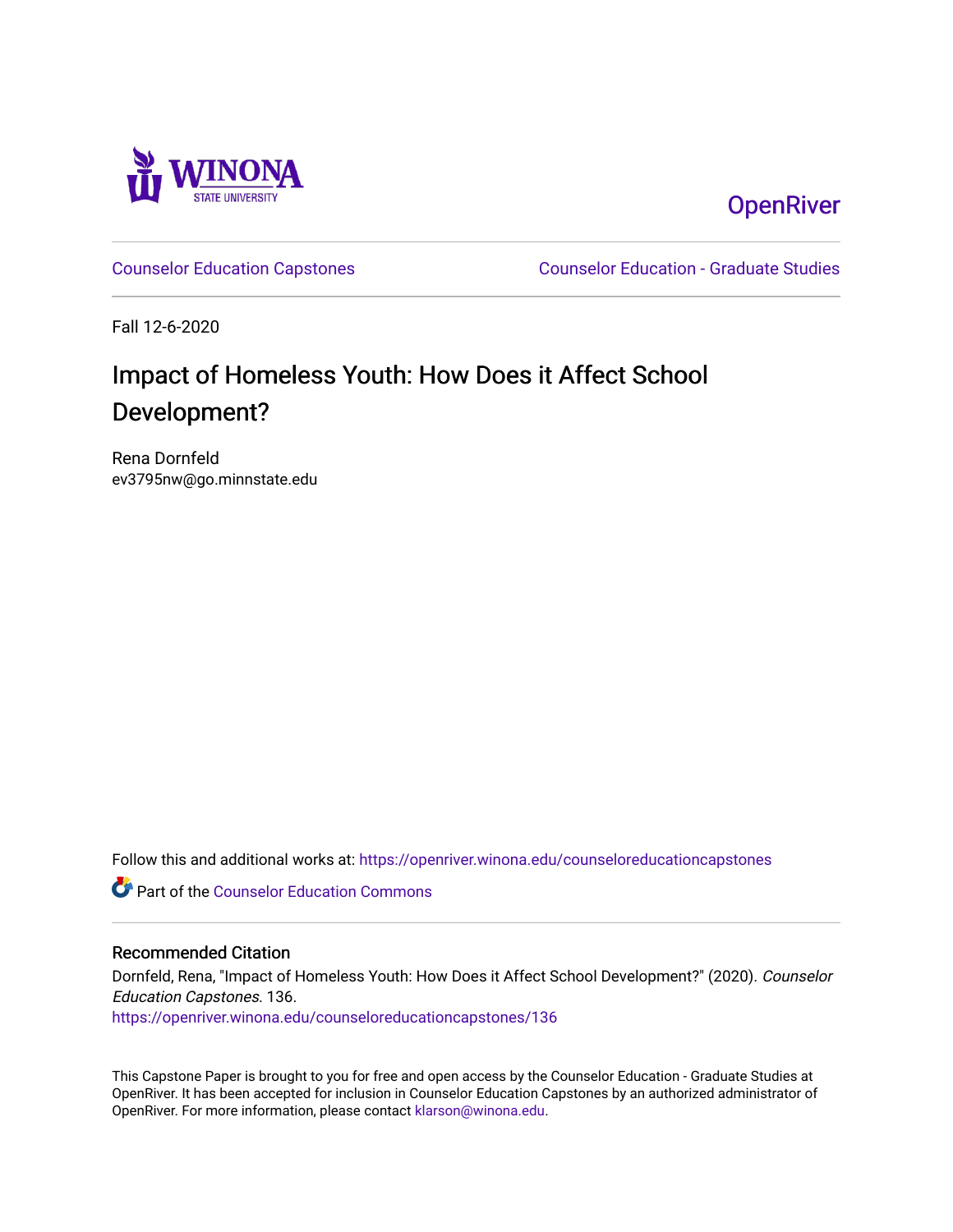Winona State University

OpenRiver

Counselor Education Capstones

Counselor Education - Graduate Studies

Fall 12-6-2020

# Impact of Homeless Youth: How Does it Affect School Development?

Rena Dornfeld
ev3795nw@go.minnstate.edu

Follow this and additional works at: https://openriver.winona.edu/counseloreducationcapstones

Part of the Counselor Education Commons

## Recommended Citation

Dornfeld, Rena, "Impact of Homeless Youth: How Does it Affect School Development?" (2020). *Counselor Education Capstones*. 136.
https://openriver.winona.edu/counseloreducationcapstones/136

This Capstone Paper is brought to you for free and open access by the Counselor Education - Graduate Studies at OpenRiver. It has been accepted for inclusion in Counselor Education Capstones by an authorized administrator of OpenRiver. For more information, please contact klarson@winona.edu.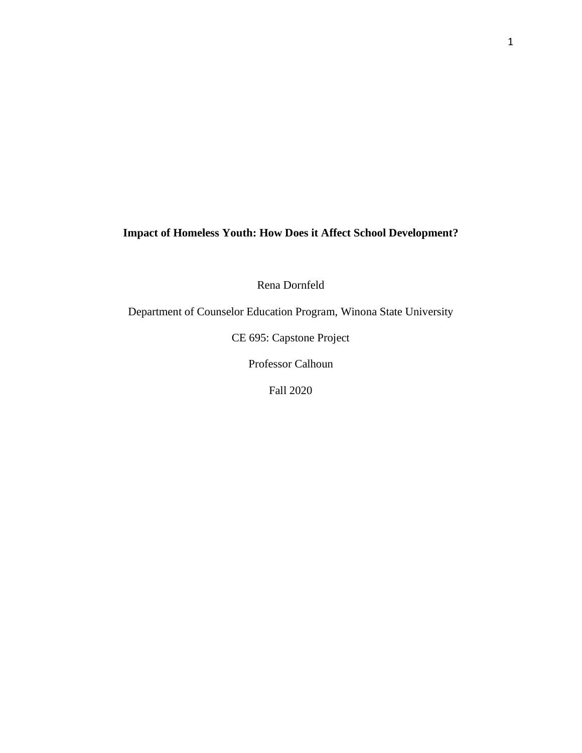**Impact of Homeless Youth: How Does it Affect School Development?**

Rena Dornfeld

Department of Counselor Education Program, Winona State University

CE 695: Capstone Project

Professor Calhoun

Fall 2020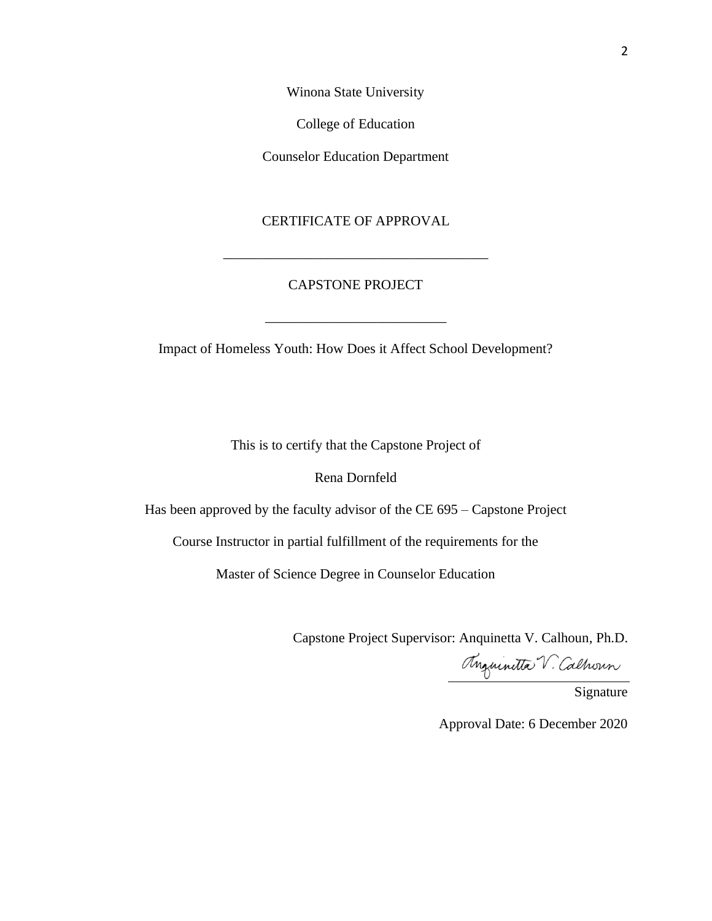Winona State University

College of Education

Counselor Education Department

CERTIFICATE OF APPROVAL

\_\_\_\_\_\_\_\_\_\_\_\_\_\_\_\_\_\_\_\_\_\_\_\_\_\_\_\_\_\_\_\_\_\_\_\_\_\_

CAPSTONE PROJECT

\_\_\_\_\_\_\_\_\_\_\_\_\_\_\_\_\_\_\_\_\_\_\_\_\_\_

Impact of Homeless Youth: How Does it Affect School Development?

This is to certify that the Capstone Project of

Rena Dornfeld

Has been approved by the faculty advisor of the CE 695 – Capstone Project

Course Instructor in partial fulfillment of the requirements for the

Master of Science Degree in Counselor Education

Capstone Project Supervisor: Anquinetta V. Calhoun, Ph.D.

Anquinetta V. Calhoun

Signature

Approval Date: 6 December 2020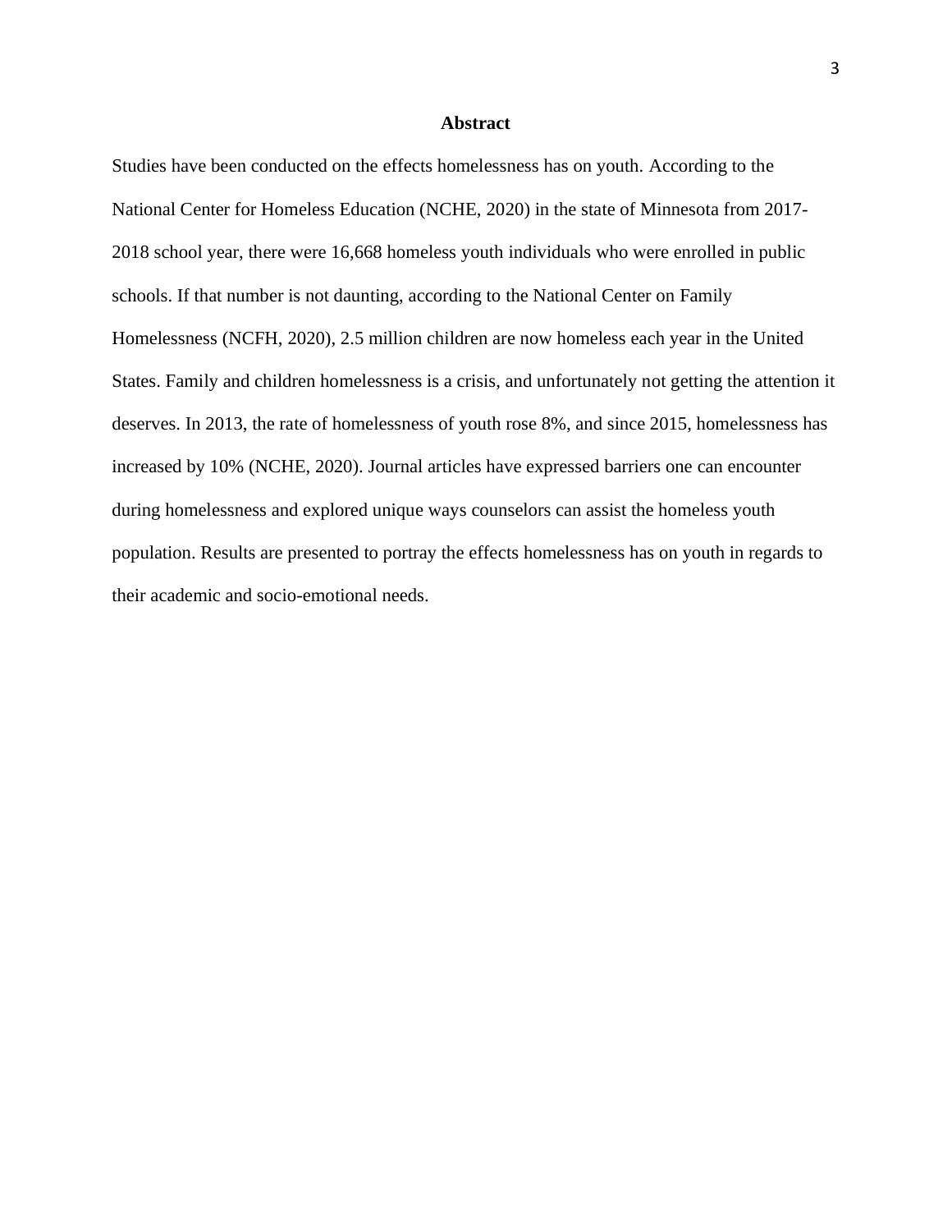# Abstract

Studies have been conducted on the effects homelessness has on youth. According to the National Center for Homeless Education (NCHE, 2020) in the state of Minnesota from 2017-2018 school year, there were 16,668 homeless youth individuals who were enrolled in public schools. If that number is not daunting, according to the National Center on Family Homelessness (NCFH, 2020), 2.5 million children are now homeless each year in the United States. Family and children homelessness is a crisis, and unfortunately not getting the attention it deserves. In 2013, the rate of homelessness of youth rose 8%, and since 2015, homelessness has increased by 10% (NCHE, 2020). Journal articles have expressed barriers one can encounter during homelessness and explored unique ways counselors can assist the homeless youth population. Results are presented to portray the effects homelessness has on youth in regards to their academic and socio-emotional needs.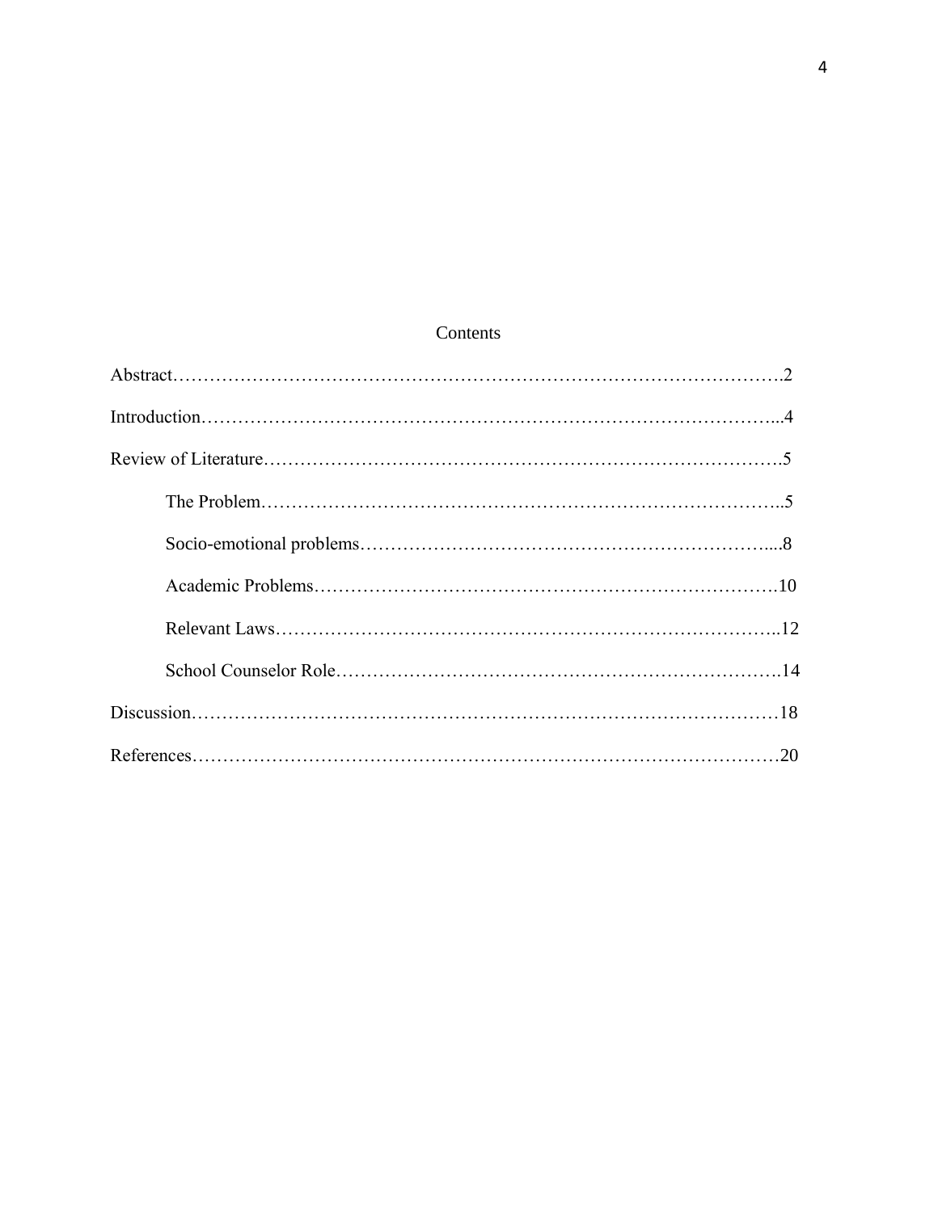# Contents

Abstract……………………………………………………………………………………….2

Introduction…………………………………………………………………………………...4

Review of Literature………………………………………………………………………….5

- The Problem…………………………………………………………………………..5
- Socio-emotional problems…………………………………………………………....8
- Academic Problems………………………………………………………………….10
- Relevant Laws………………………………………………………………………..12
- School Counselor Role……………………………………………………………….14

Discussion……………………………………………………………………………………18

References……………………………………………………………………………………20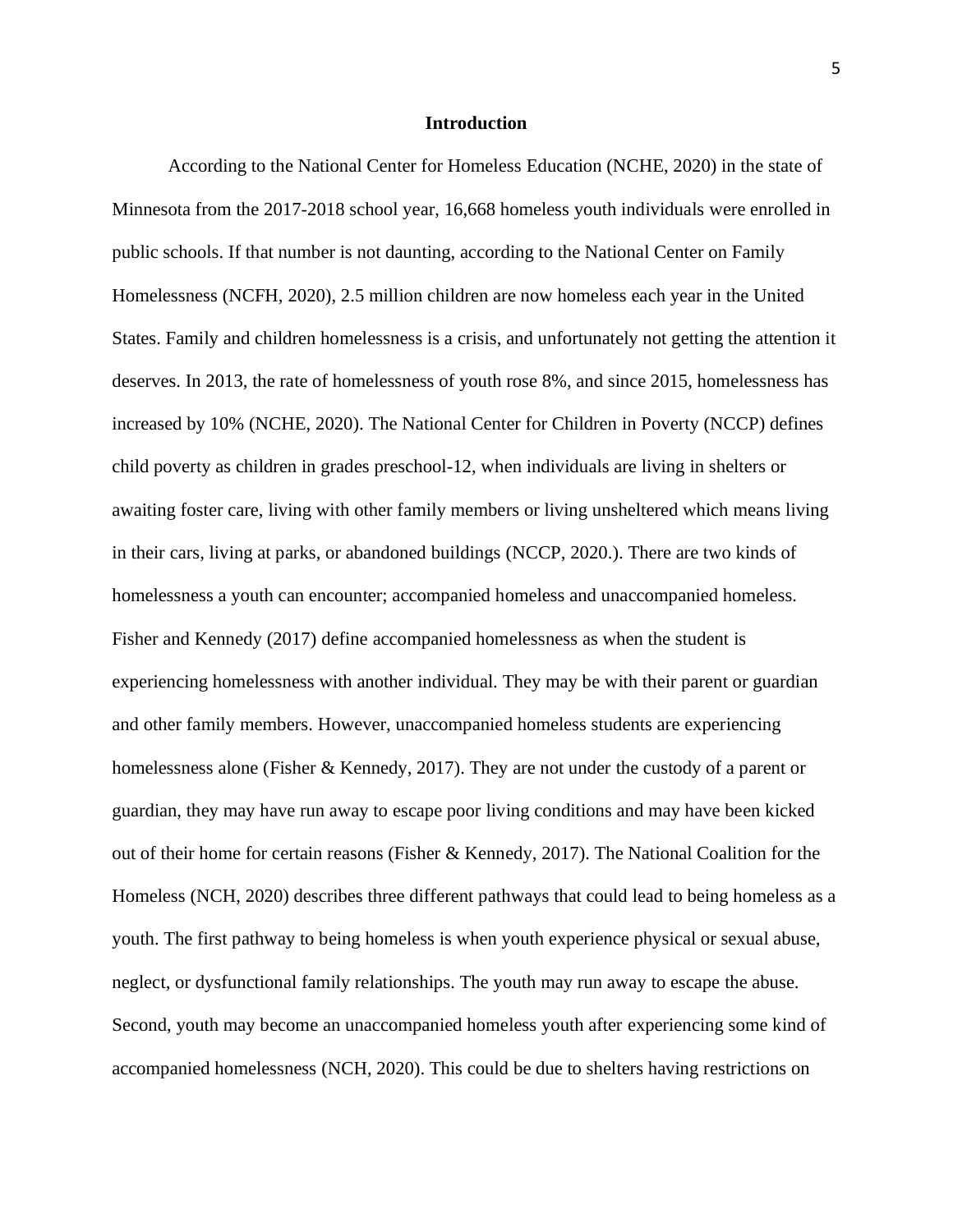## Introduction

According to the National Center for Homeless Education (NCHE, 2020) in the state of Minnesota from the 2017-2018 school year, 16,668 homeless youth individuals were enrolled in public schools. If that number is not daunting, according to the National Center on Family Homelessness (NCFH, 2020), 2.5 million children are now homeless each year in the United States. Family and children homelessness is a crisis, and unfortunately not getting the attention it deserves. In 2013, the rate of homelessness of youth rose 8%, and since 2015, homelessness has increased by 10% (NCHE, 2020). The National Center for Children in Poverty (NCCP) defines child poverty as children in grades preschool-12, when individuals are living in shelters or awaiting foster care, living with other family members or living unsheltered which means living in their cars, living at parks, or abandoned buildings (NCCP, 2020.). There are two kinds of homelessness a youth can encounter; accompanied homeless and unaccompanied homeless. Fisher and Kennedy (2017) define accompanied homelessness as when the student is experiencing homelessness with another individual. They may be with their parent or guardian and other family members. However, unaccompanied homeless students are experiencing homelessness alone (Fisher & Kennedy, 2017). They are not under the custody of a parent or guardian, they may have run away to escape poor living conditions and may have been kicked out of their home for certain reasons (Fisher & Kennedy, 2017). The National Coalition for the Homeless (NCH, 2020) describes three different pathways that could lead to being homeless as a youth. The first pathway to being homeless is when youth experience physical or sexual abuse, neglect, or dysfunctional family relationships. The youth may run away to escape the abuse. Second, youth may become an unaccompanied homeless youth after experiencing some kind of accompanied homelessness (NCH, 2020). This could be due to shelters having restrictions on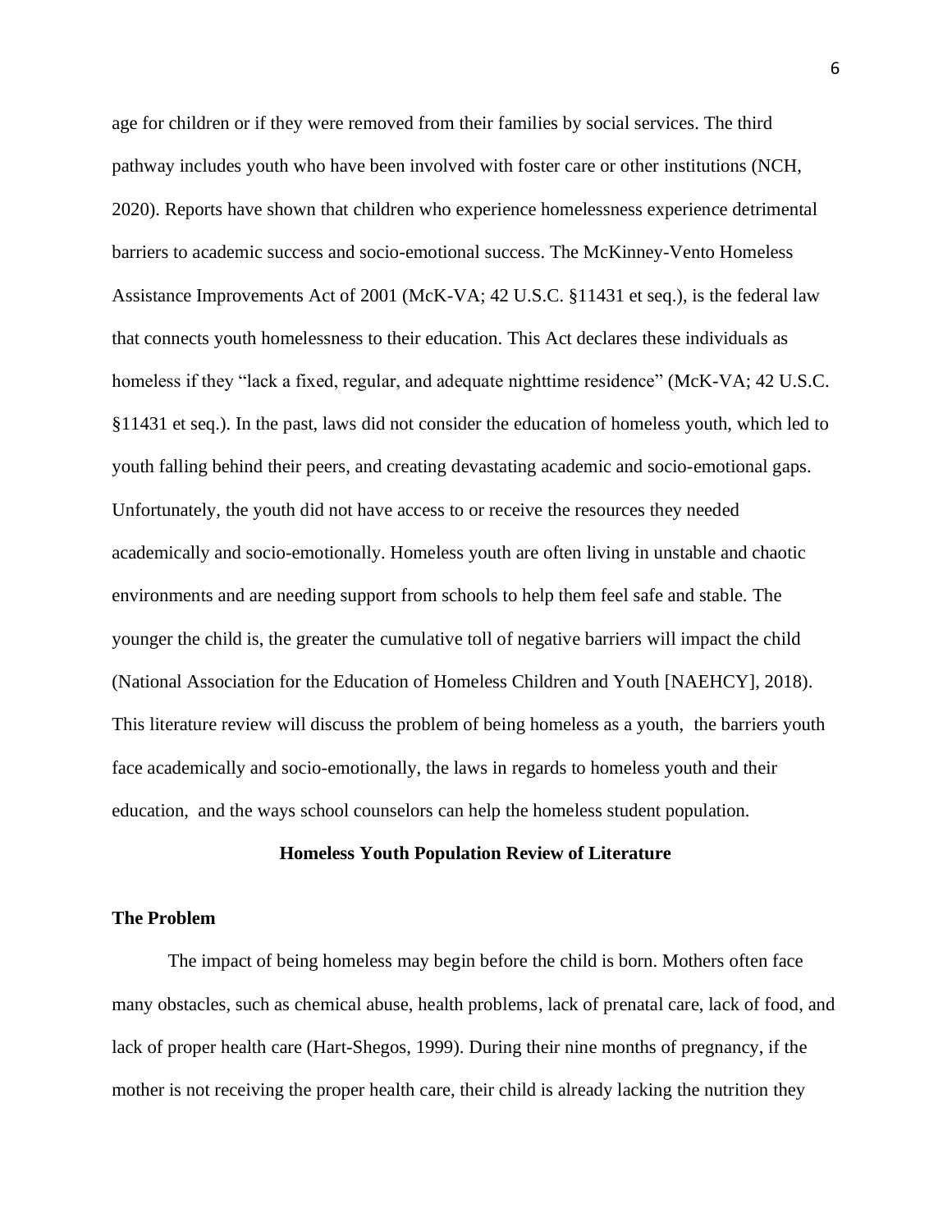age for children or if they were removed from their families by social services. The third pathway includes youth who have been involved with foster care or other institutions (NCH, 2020). Reports have shown that children who experience homelessness experience detrimental barriers to academic success and socio-emotional success. The McKinney-Vento Homeless Assistance Improvements Act of 2001 (McK-VA; 42 U.S.C. §11431 et seq.), is the federal law that connects youth homelessness to their education. This Act declares these individuals as homeless if they "lack a fixed, regular, and adequate nighttime residence" (McK-VA; 42 U.S.C. §11431 et seq.). In the past, laws did not consider the education of homeless youth, which led to youth falling behind their peers, and creating devastating academic and socio-emotional gaps. Unfortunately, the youth did not have access to or receive the resources they needed academically and socio-emotionally. Homeless youth are often living in unstable and chaotic environments and are needing support from schools to help them feel safe and stable. The younger the child is, the greater the cumulative toll of negative barriers will impact the child (National Association for the Education of Homeless Children and Youth [NAEHCY], 2018). This literature review will discuss the problem of being homeless as a youth, the barriers youth face academically and socio-emotionally, the laws in regards to homeless youth and their education, and the ways school counselors can help the homeless student population.

## Homeless Youth Population Review of Literature

### The Problem

The impact of being homeless may begin before the child is born. Mothers often face many obstacles, such as chemical abuse, health problems, lack of prenatal care, lack of food, and lack of proper health care (Hart-Shegos, 1999). During their nine months of pregnancy, if the mother is not receiving the proper health care, their child is already lacking the nutrition they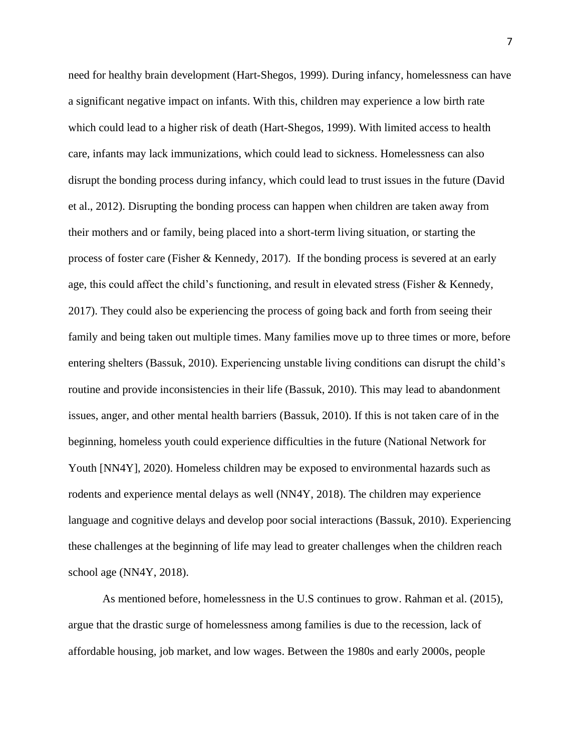need for healthy brain development (Hart-Shegos, 1999). During infancy, homelessness can have a significant negative impact on infants. With this, children may experience a low birth rate which could lead to a higher risk of death (Hart-Shegos, 1999). With limited access to health care, infants may lack immunizations, which could lead to sickness. Homelessness can also disrupt the bonding process during infancy, which could lead to trust issues in the future (David et al., 2012). Disrupting the bonding process can happen when children are taken away from their mothers and or family, being placed into a short-term living situation, or starting the process of foster care (Fisher & Kennedy, 2017). If the bonding process is severed at an early age, this could affect the child's functioning, and result in elevated stress (Fisher & Kennedy, 2017). They could also be experiencing the process of going back and forth from seeing their family and being taken out multiple times. Many families move up to three times or more, before entering shelters (Bassuk, 2010). Experiencing unstable living conditions can disrupt the child's routine and provide inconsistencies in their life (Bassuk, 2010). This may lead to abandonment issues, anger, and other mental health barriers (Bassuk, 2010). If this is not taken care of in the beginning, homeless youth could experience difficulties in the future (National Network for Youth [NN4Y], 2020). Homeless children may be exposed to environmental hazards such as rodents and experience mental delays as well (NN4Y, 2018). The children may experience language and cognitive delays and develop poor social interactions (Bassuk, 2010). Experiencing these challenges at the beginning of life may lead to greater challenges when the children reach school age (NN4Y, 2018).

As mentioned before, homelessness in the U.S continues to grow. Rahman et al. (2015), argue that the drastic surge of homelessness among families is due to the recession, lack of affordable housing, job market, and low wages. Between the 1980s and early 2000s, people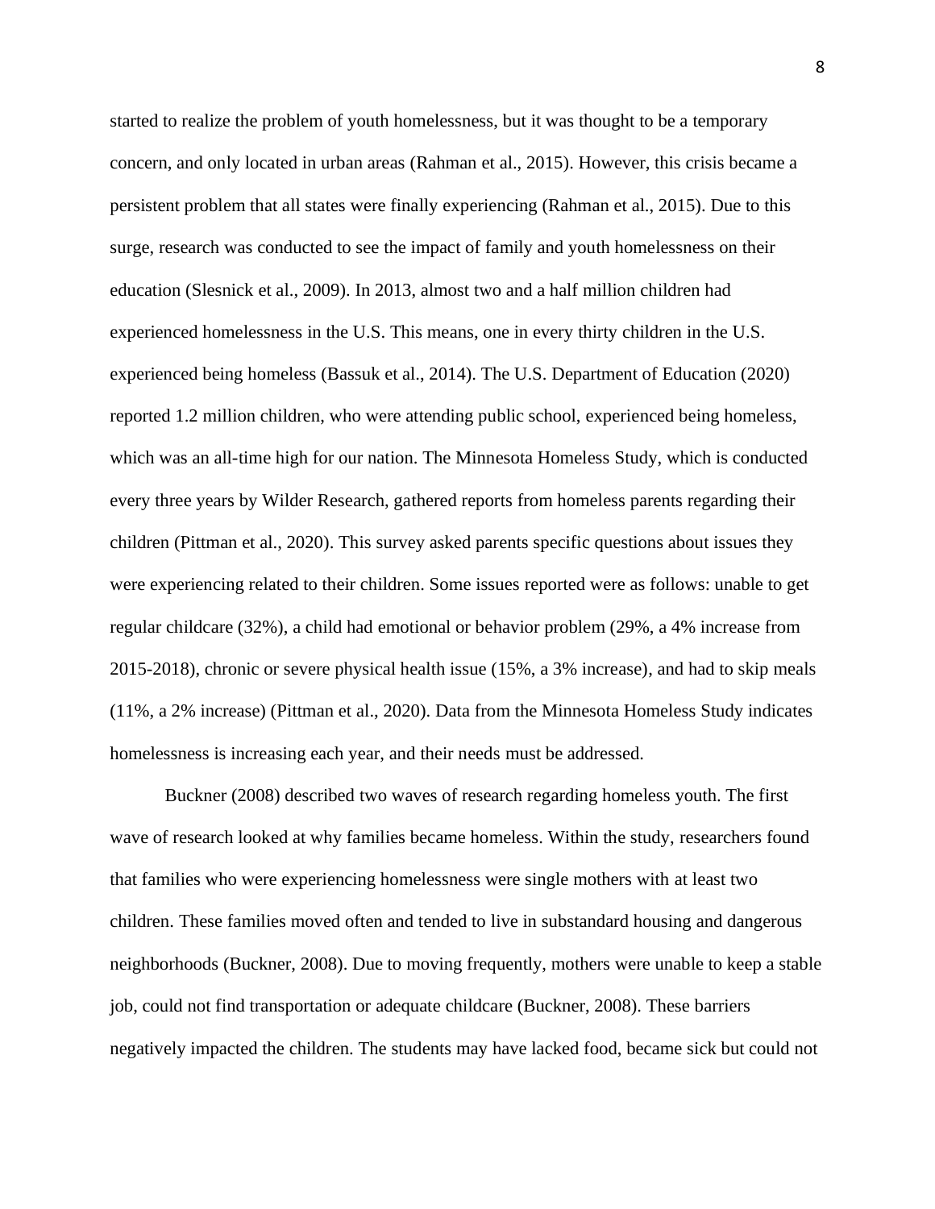started to realize the problem of youth homelessness, but it was thought to be a temporary concern, and only located in urban areas (Rahman et al., 2015). However, this crisis became a persistent problem that all states were finally experiencing (Rahman et al., 2015). Due to this surge, research was conducted to see the impact of family and youth homelessness on their education (Slesnick et al., 2009). In 2013, almost two and a half million children had experienced homelessness in the U.S. This means, one in every thirty children in the U.S. experienced being homeless (Bassuk et al., 2014). The U.S. Department of Education (2020) reported 1.2 million children, who were attending public school, experienced being homeless, which was an all-time high for our nation. The Minnesota Homeless Study, which is conducted every three years by Wilder Research, gathered reports from homeless parents regarding their children (Pittman et al., 2020). This survey asked parents specific questions about issues they were experiencing related to their children. Some issues reported were as follows: unable to get regular childcare (32%), a child had emotional or behavior problem (29%, a 4% increase from 2015-2018), chronic or severe physical health issue (15%, a 3% increase), and had to skip meals (11%, a 2% increase) (Pittman et al., 2020). Data from the Minnesota Homeless Study indicates homelessness is increasing each year, and their needs must be addressed.

Buckner (2008) described two waves of research regarding homeless youth. The first wave of research looked at why families became homeless. Within the study, researchers found that families who were experiencing homelessness were single mothers with at least two children. These families moved often and tended to live in substandard housing and dangerous neighborhoods (Buckner, 2008). Due to moving frequently, mothers were unable to keep a stable job, could not find transportation or adequate childcare (Buckner, 2008). These barriers negatively impacted the children. The students may have lacked food, became sick but could not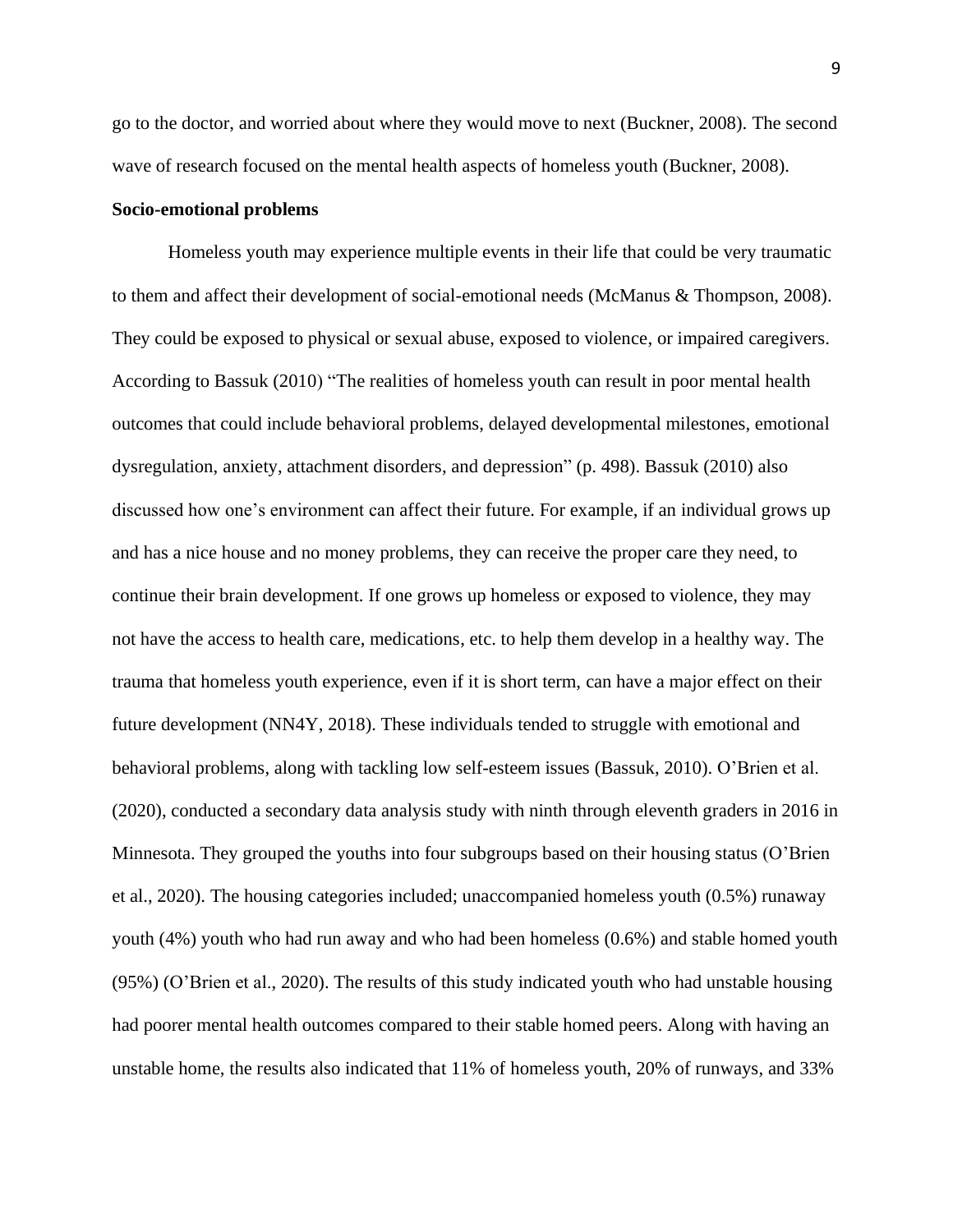go to the doctor, and worried about where they would move to next (Buckner, 2008). The second wave of research focused on the mental health aspects of homeless youth (Buckner, 2008).

**Socio-emotional problems**

Homeless youth may experience multiple events in their life that could be very traumatic to them and affect their development of social-emotional needs (McManus & Thompson, 2008). They could be exposed to physical or sexual abuse, exposed to violence, or impaired caregivers. According to Bassuk (2010) "The realities of homeless youth can result in poor mental health outcomes that could include behavioral problems, delayed developmental milestones, emotional dysregulation, anxiety, attachment disorders, and depression" (p. 498). Bassuk (2010) also discussed how one's environment can affect their future. For example, if an individual grows up and has a nice house and no money problems, they can receive the proper care they need, to continue their brain development. If one grows up homeless or exposed to violence, they may not have the access to health care, medications, etc. to help them develop in a healthy way. The trauma that homeless youth experience, even if it is short term, can have a major effect on their future development (NN4Y, 2018). These individuals tended to struggle with emotional and behavioral problems, along with tackling low self-esteem issues (Bassuk, 2010). O'Brien et al. (2020), conducted a secondary data analysis study with ninth through eleventh graders in 2016 in Minnesota. They grouped the youths into four subgroups based on their housing status (O'Brien et al., 2020). The housing categories included; unaccompanied homeless youth (0.5%) runaway youth (4%) youth who had run away and who had been homeless (0.6%) and stable homed youth (95%) (O'Brien et al., 2020). The results of this study indicated youth who had unstable housing had poorer mental health outcomes compared to their stable homed peers. Along with having an unstable home, the results also indicated that 11% of homeless youth, 20% of runways, and 33%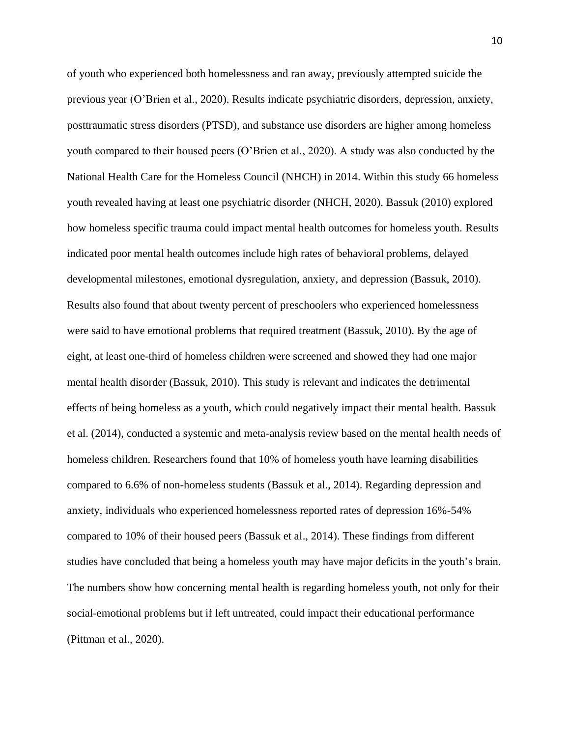of youth who experienced both homelessness and ran away, previously attempted suicide the previous year (O'Brien et al., 2020). Results indicate psychiatric disorders, depression, anxiety, posttraumatic stress disorders (PTSD), and substance use disorders are higher among homeless youth compared to their housed peers (O'Brien et al., 2020). A study was also conducted by the National Health Care for the Homeless Council (NHCH) in 2014. Within this study 66 homeless youth revealed having at least one psychiatric disorder (NHCH, 2020). Bassuk (2010) explored how homeless specific trauma could impact mental health outcomes for homeless youth. Results indicated poor mental health outcomes include high rates of behavioral problems, delayed developmental milestones, emotional dysregulation, anxiety, and depression (Bassuk, 2010). Results also found that about twenty percent of preschoolers who experienced homelessness were said to have emotional problems that required treatment (Bassuk, 2010). By the age of eight, at least one-third of homeless children were screened and showed they had one major mental health disorder (Bassuk, 2010). This study is relevant and indicates the detrimental effects of being homeless as a youth, which could negatively impact their mental health. Bassuk et al. (2014), conducted a systemic and meta-analysis review based on the mental health needs of homeless children. Researchers found that 10% of homeless youth have learning disabilities compared to 6.6% of non-homeless students (Bassuk et al., 2014). Regarding depression and anxiety, individuals who experienced homelessness reported rates of depression 16%-54% compared to 10% of their housed peers (Bassuk et al., 2014). These findings from different studies have concluded that being a homeless youth may have major deficits in the youth's brain. The numbers show how concerning mental health is regarding homeless youth, not only for their social-emotional problems but if left untreated, could impact their educational performance (Pittman et al., 2020).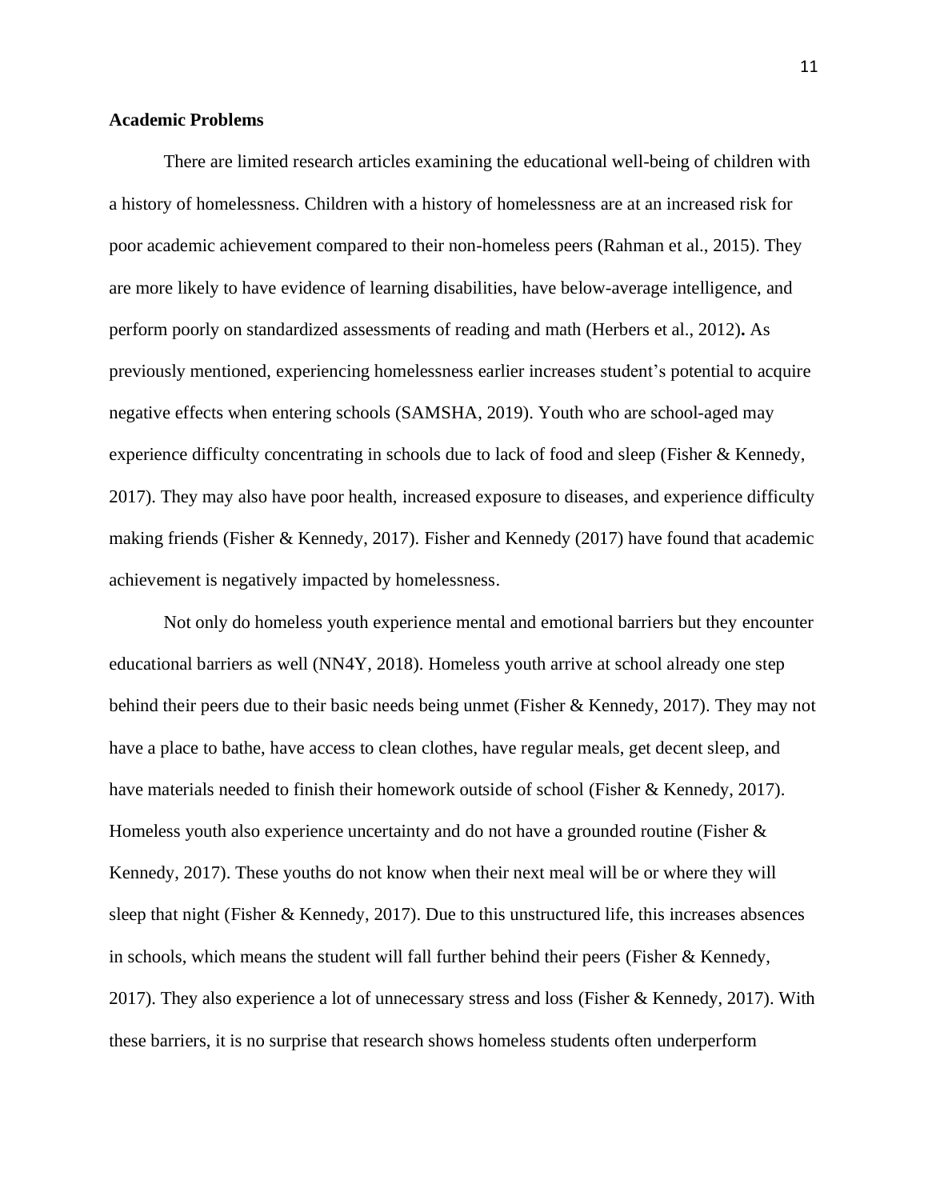**Academic Problems**

There are limited research articles examining the educational well-being of children with a history of homelessness. Children with a history of homelessness are at an increased risk for poor academic achievement compared to their non-homeless peers (Rahman et al., 2015). They are more likely to have evidence of learning disabilities, have below-average intelligence, and perform poorly on standardized assessments of reading and math (Herbers et al., 2012). As previously mentioned, experiencing homelessness earlier increases student's potential to acquire negative effects when entering schools (SAMSHA, 2019). Youth who are school-aged may experience difficulty concentrating in schools due to lack of food and sleep (Fisher & Kennedy, 2017). They may also have poor health, increased exposure to diseases, and experience difficulty making friends (Fisher & Kennedy, 2017). Fisher and Kennedy (2017) have found that academic achievement is negatively impacted by homelessness.

Not only do homeless youth experience mental and emotional barriers but they encounter educational barriers as well (NN4Y, 2018). Homeless youth arrive at school already one step behind their peers due to their basic needs being unmet (Fisher & Kennedy, 2017). They may not have a place to bathe, have access to clean clothes, have regular meals, get decent sleep, and have materials needed to finish their homework outside of school (Fisher & Kennedy, 2017). Homeless youth also experience uncertainty and do not have a grounded routine (Fisher & Kennedy, 2017). These youths do not know when their next meal will be or where they will sleep that night (Fisher & Kennedy, 2017). Due to this unstructured life, this increases absences in schools, which means the student will fall further behind their peers (Fisher & Kennedy, 2017). They also experience a lot of unnecessary stress and loss (Fisher & Kennedy, 2017). With these barriers, it is no surprise that research shows homeless students often underperform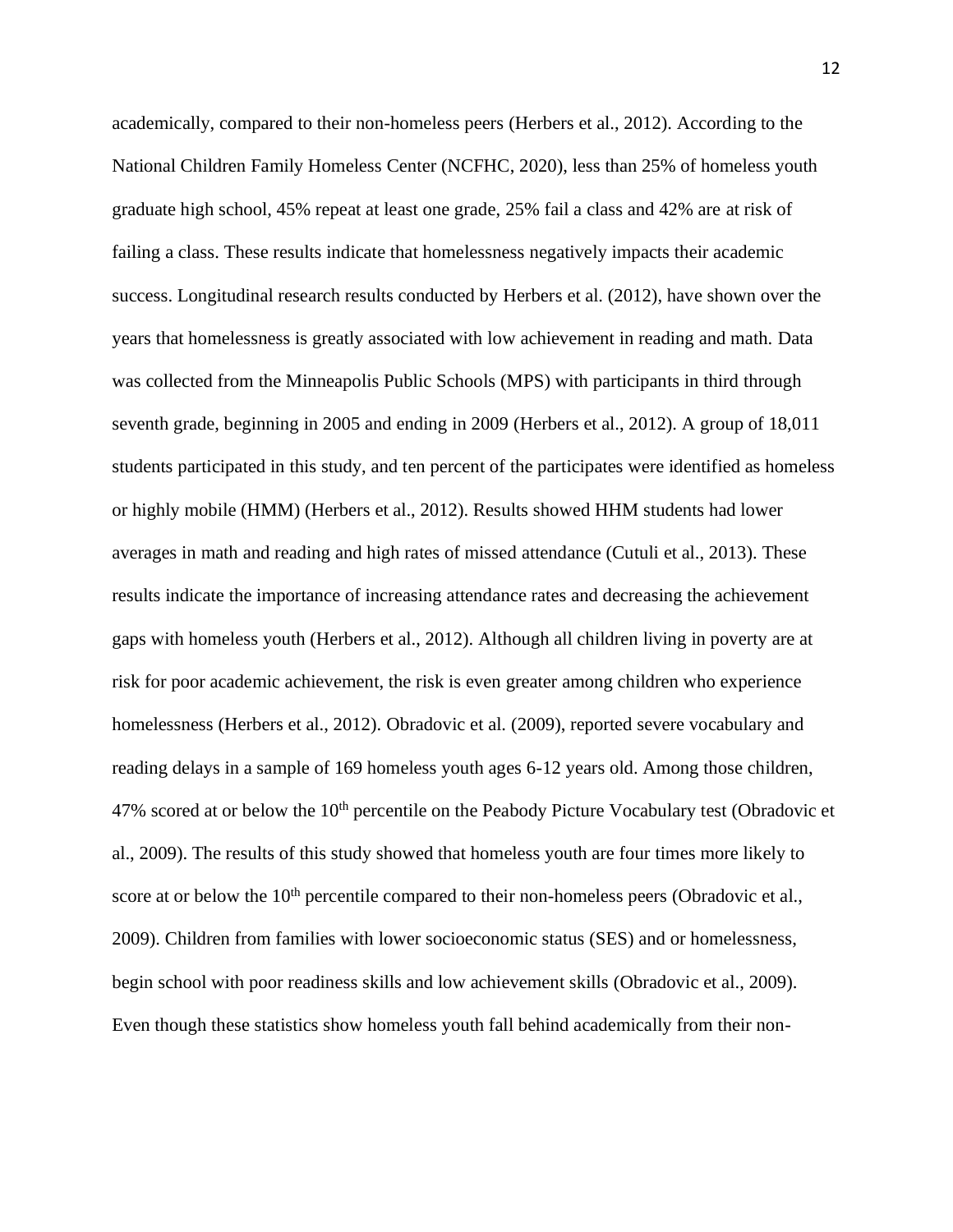academically, compared to their non-homeless peers (Herbers et al., 2012). According to the National Children Family Homeless Center (NCFHC, 2020), less than 25% of homeless youth graduate high school, 45% repeat at least one grade, 25% fail a class and 42% are at risk of failing a class. These results indicate that homelessness negatively impacts their academic success. Longitudinal research results conducted by Herbers et al. (2012), have shown over the years that homelessness is greatly associated with low achievement in reading and math. Data was collected from the Minneapolis Public Schools (MPS) with participants in third through seventh grade, beginning in 2005 and ending in 2009 (Herbers et al., 2012). A group of 18,011 students participated in this study, and ten percent of the participates were identified as homeless or highly mobile (HMM) (Herbers et al., 2012). Results showed HHM students had lower averages in math and reading and high rates of missed attendance (Cutuli et al., 2013). These results indicate the importance of increasing attendance rates and decreasing the achievement gaps with homeless youth (Herbers et al., 2012). Although all children living in poverty are at risk for poor academic achievement, the risk is even greater among children who experience homelessness (Herbers et al., 2012). Obradovic et al. (2009), reported severe vocabulary and reading delays in a sample of 169 homeless youth ages 6-12 years old. Among those children, 47% scored at or below the 10th percentile on the Peabody Picture Vocabulary test (Obradovic et al., 2009). The results of this study showed that homeless youth are four times more likely to score at or below the 10th percentile compared to their non-homeless peers (Obradovic et al., 2009). Children from families with lower socioeconomic status (SES) and or homelessness, begin school with poor readiness skills and low achievement skills (Obradovic et al., 2009). Even though these statistics show homeless youth fall behind academically from their non-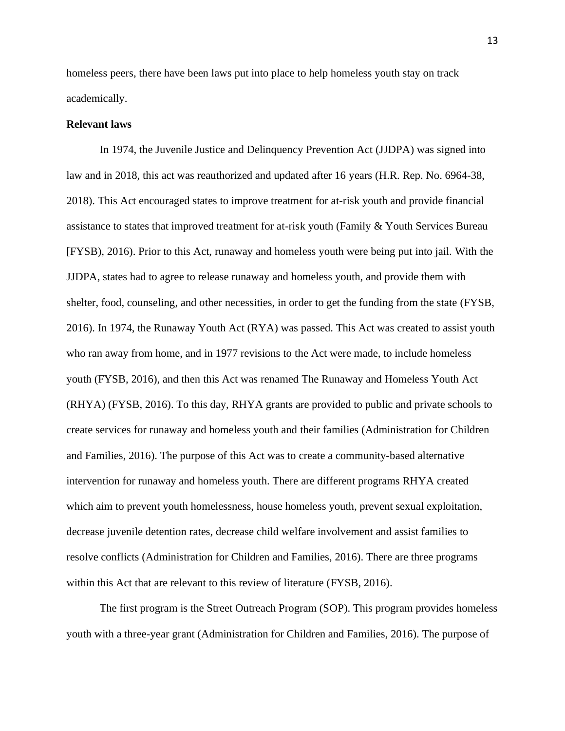homeless peers, there have been laws put into place to help homeless youth stay on track academically.

**Relevant laws**

In 1974, the Juvenile Justice and Delinquency Prevention Act (JJDPA) was signed into law and in 2018, this act was reauthorized and updated after 16 years (H.R. Rep. No. 6964-38, 2018). This Act encouraged states to improve treatment for at-risk youth and provide financial assistance to states that improved treatment for at-risk youth (Family & Youth Services Bureau [FYSB), 2016). Prior to this Act, runaway and homeless youth were being put into jail. With the JJDPA, states had to agree to release runaway and homeless youth, and provide them with shelter, food, counseling, and other necessities, in order to get the funding from the state (FYSB, 2016). In 1974, the Runaway Youth Act (RYA) was passed. This Act was created to assist youth who ran away from home, and in 1977 revisions to the Act were made, to include homeless youth (FYSB, 2016), and then this Act was renamed The Runaway and Homeless Youth Act (RHYA) (FYSB, 2016). To this day, RHYA grants are provided to public and private schools to create services for runaway and homeless youth and their families (Administration for Children and Families, 2016). The purpose of this Act was to create a community-based alternative intervention for runaway and homeless youth. There are different programs RHYA created which aim to prevent youth homelessness, house homeless youth, prevent sexual exploitation, decrease juvenile detention rates, decrease child welfare involvement and assist families to resolve conflicts (Administration for Children and Families, 2016). There are three programs within this Act that are relevant to this review of literature (FYSB, 2016).

The first program is the Street Outreach Program (SOP). This program provides homeless youth with a three-year grant (Administration for Children and Families, 2016). The purpose of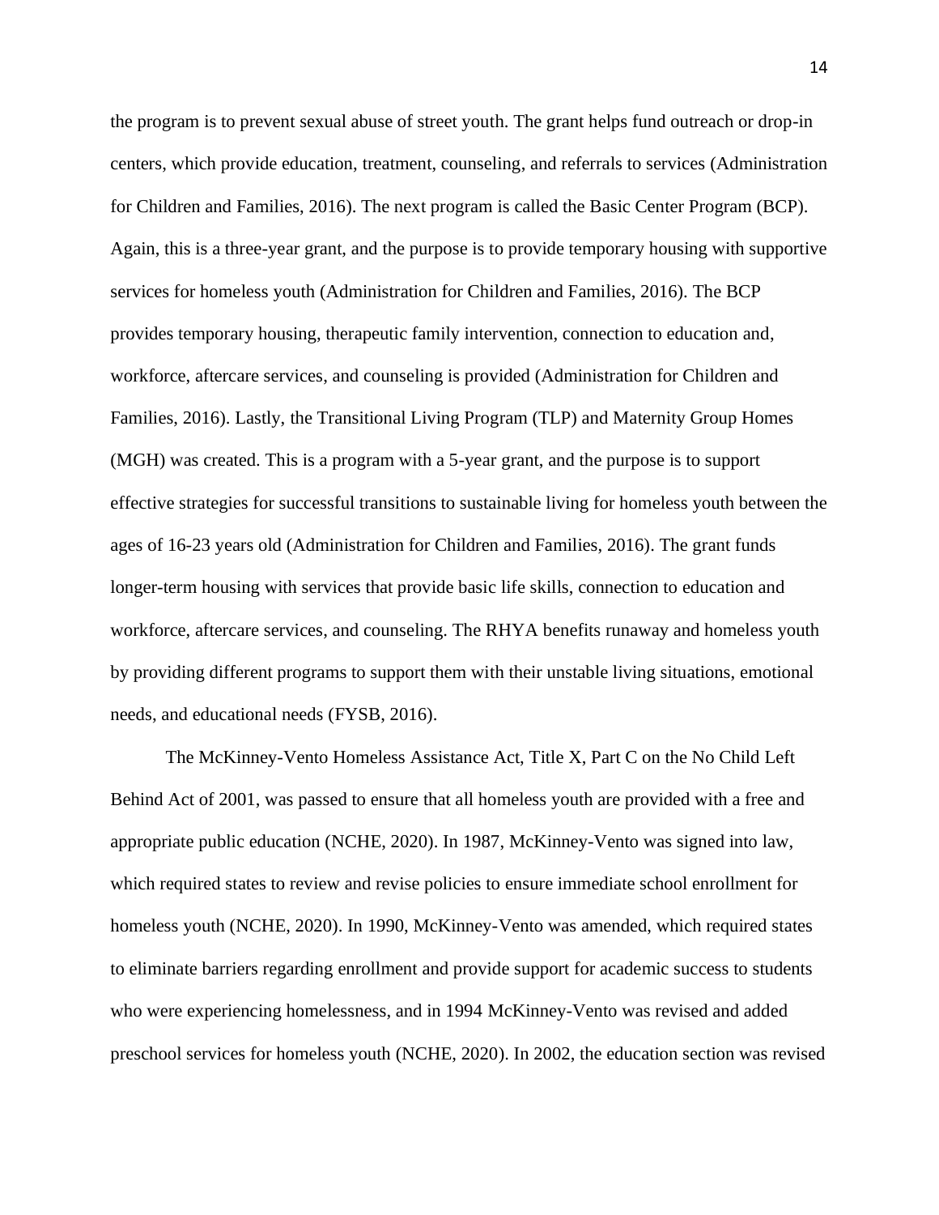the program is to prevent sexual abuse of street youth. The grant helps fund outreach or drop-in centers, which provide education, treatment, counseling, and referrals to services (Administration for Children and Families, 2016). The next program is called the Basic Center Program (BCP). Again, this is a three-year grant, and the purpose is to provide temporary housing with supportive services for homeless youth (Administration for Children and Families, 2016). The BCP provides temporary housing, therapeutic family intervention, connection to education and, workforce, aftercare services, and counseling is provided (Administration for Children and Families, 2016). Lastly, the Transitional Living Program (TLP) and Maternity Group Homes (MGH) was created. This is a program with a 5-year grant, and the purpose is to support effective strategies for successful transitions to sustainable living for homeless youth between the ages of 16-23 years old (Administration for Children and Families, 2016). The grant funds longer-term housing with services that provide basic life skills, connection to education and workforce, aftercare services, and counseling. The RHYA benefits runaway and homeless youth by providing different programs to support them with their unstable living situations, emotional needs, and educational needs (FYSB, 2016).

The McKinney-Vento Homeless Assistance Act, Title X, Part C on the No Child Left Behind Act of 2001, was passed to ensure that all homeless youth are provided with a free and appropriate public education (NCHE, 2020). In 1987, McKinney-Vento was signed into law, which required states to review and revise policies to ensure immediate school enrollment for homeless youth (NCHE, 2020). In 1990, McKinney-Vento was amended, which required states to eliminate barriers regarding enrollment and provide support for academic success to students who were experiencing homelessness, and in 1994 McKinney-Vento was revised and added preschool services for homeless youth (NCHE, 2020). In 2002, the education section was revised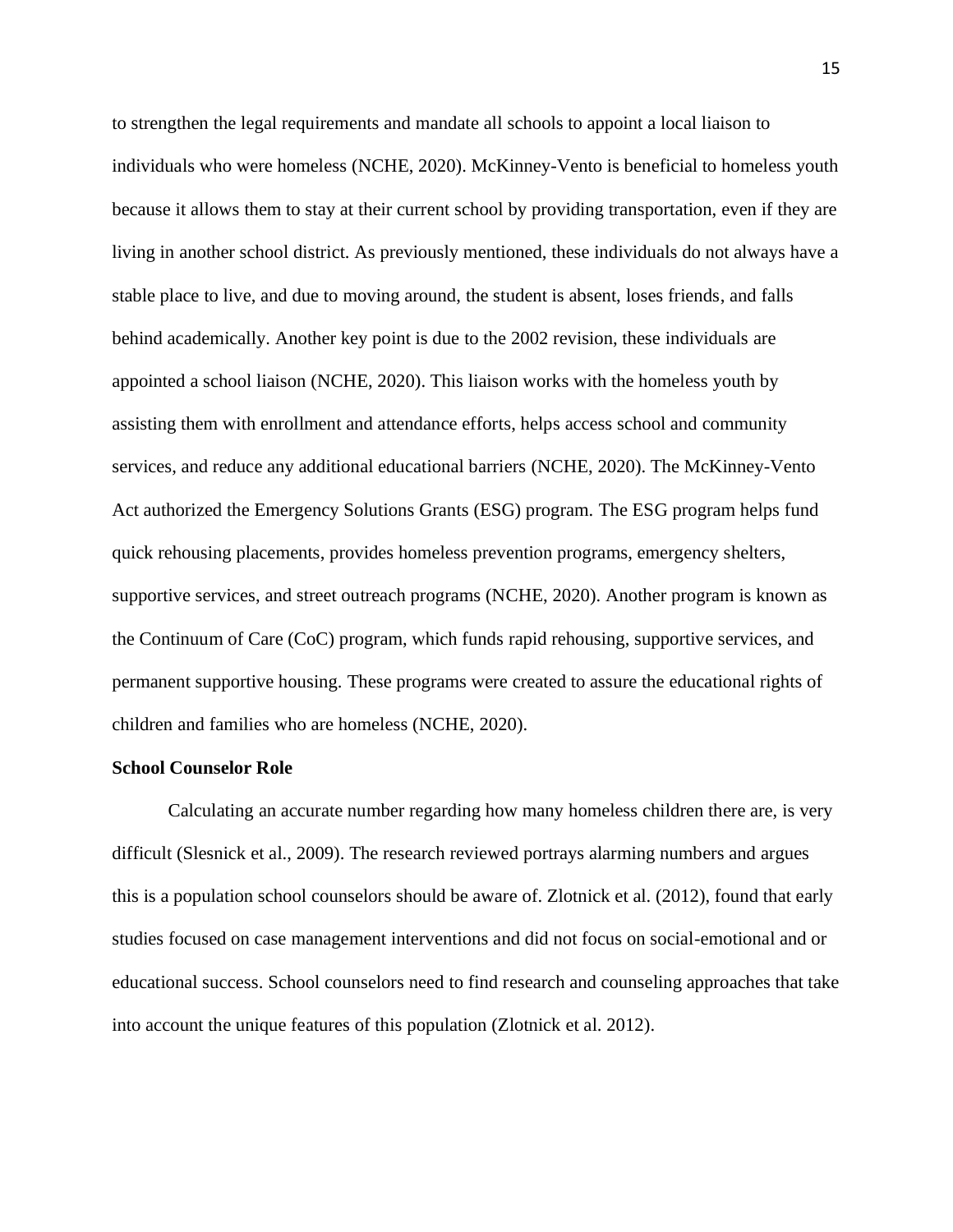to strengthen the legal requirements and mandate all schools to appoint a local liaison to individuals who were homeless (NCHE, 2020). McKinney-Vento is beneficial to homeless youth because it allows them to stay at their current school by providing transportation, even if they are living in another school district. As previously mentioned, these individuals do not always have a stable place to live, and due to moving around, the student is absent, loses friends, and falls behind academically. Another key point is due to the 2002 revision, these individuals are appointed a school liaison (NCHE, 2020). This liaison works with the homeless youth by assisting them with enrollment and attendance efforts, helps access school and community services, and reduce any additional educational barriers (NCHE, 2020). The McKinney-Vento Act authorized the Emergency Solutions Grants (ESG) program. The ESG program helps fund quick rehousing placements, provides homeless prevention programs, emergency shelters, supportive services, and street outreach programs (NCHE, 2020). Another program is known as the Continuum of Care (CoC) program, which funds rapid rehousing, supportive services, and permanent supportive housing. These programs were created to assure the educational rights of children and families who are homeless (NCHE, 2020).

**School Counselor Role**

Calculating an accurate number regarding how many homeless children there are, is very difficult (Slesnick et al., 2009). The research reviewed portrays alarming numbers and argues this is a population school counselors should be aware of. Zlotnick et al. (2012), found that early studies focused on case management interventions and did not focus on social-emotional and or educational success. School counselors need to find research and counseling approaches that take into account the unique features of this population (Zlotnick et al. 2012).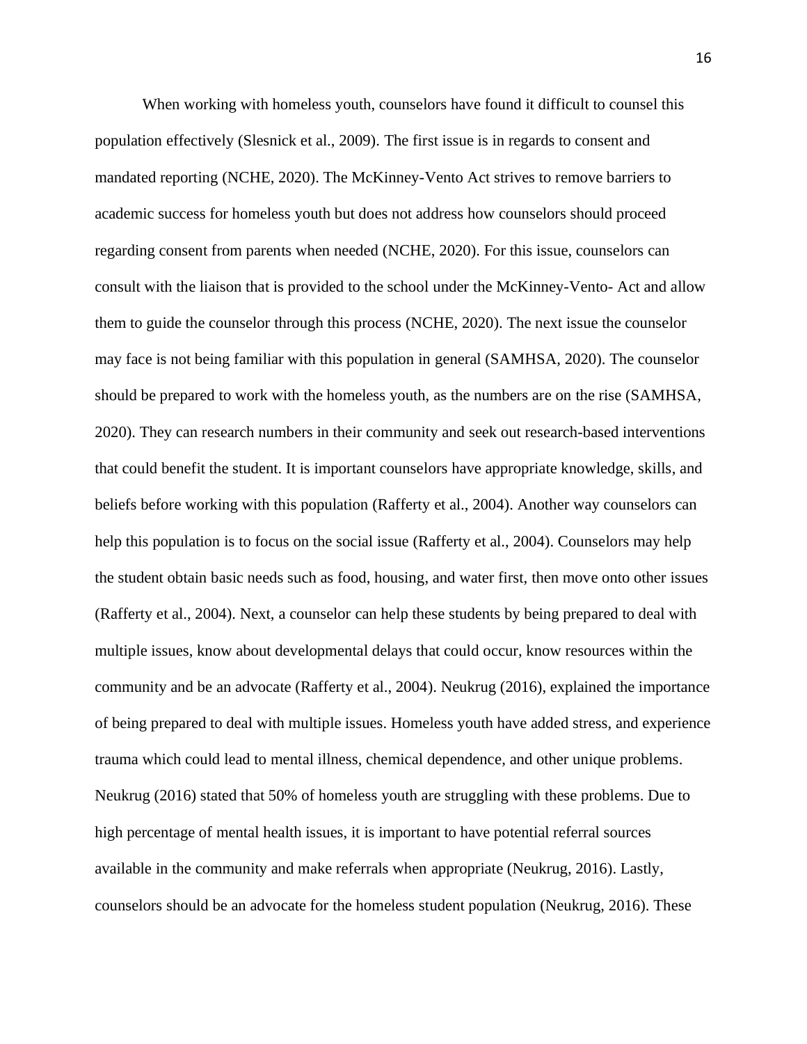When working with homeless youth, counselors have found it difficult to counsel this population effectively (Slesnick et al., 2009). The first issue is in regards to consent and mandated reporting (NCHE, 2020). The McKinney-Vento Act strives to remove barriers to academic success for homeless youth but does not address how counselors should proceed regarding consent from parents when needed (NCHE, 2020). For this issue, counselors can consult with the liaison that is provided to the school under the McKinney-Vento- Act and allow them to guide the counselor through this process (NCHE, 2020). The next issue the counselor may face is not being familiar with this population in general (SAMHSA, 2020). The counselor should be prepared to work with the homeless youth, as the numbers are on the rise (SAMHSA, 2020). They can research numbers in their community and seek out research-based interventions that could benefit the student. It is important counselors have appropriate knowledge, skills, and beliefs before working with this population (Rafferty et al., 2004). Another way counselors can help this population is to focus on the social issue (Rafferty et al., 2004). Counselors may help the student obtain basic needs such as food, housing, and water first, then move onto other issues (Rafferty et al., 2004). Next, a counselor can help these students by being prepared to deal with multiple issues, know about developmental delays that could occur, know resources within the community and be an advocate (Rafferty et al., 2004). Neukrug (2016), explained the importance of being prepared to deal with multiple issues. Homeless youth have added stress, and experience trauma which could lead to mental illness, chemical dependence, and other unique problems. Neukrug (2016) stated that 50% of homeless youth are struggling with these problems. Due to high percentage of mental health issues, it is important to have potential referral sources available in the community and make referrals when appropriate (Neukrug, 2016). Lastly, counselors should be an advocate for the homeless student population (Neukrug, 2016). These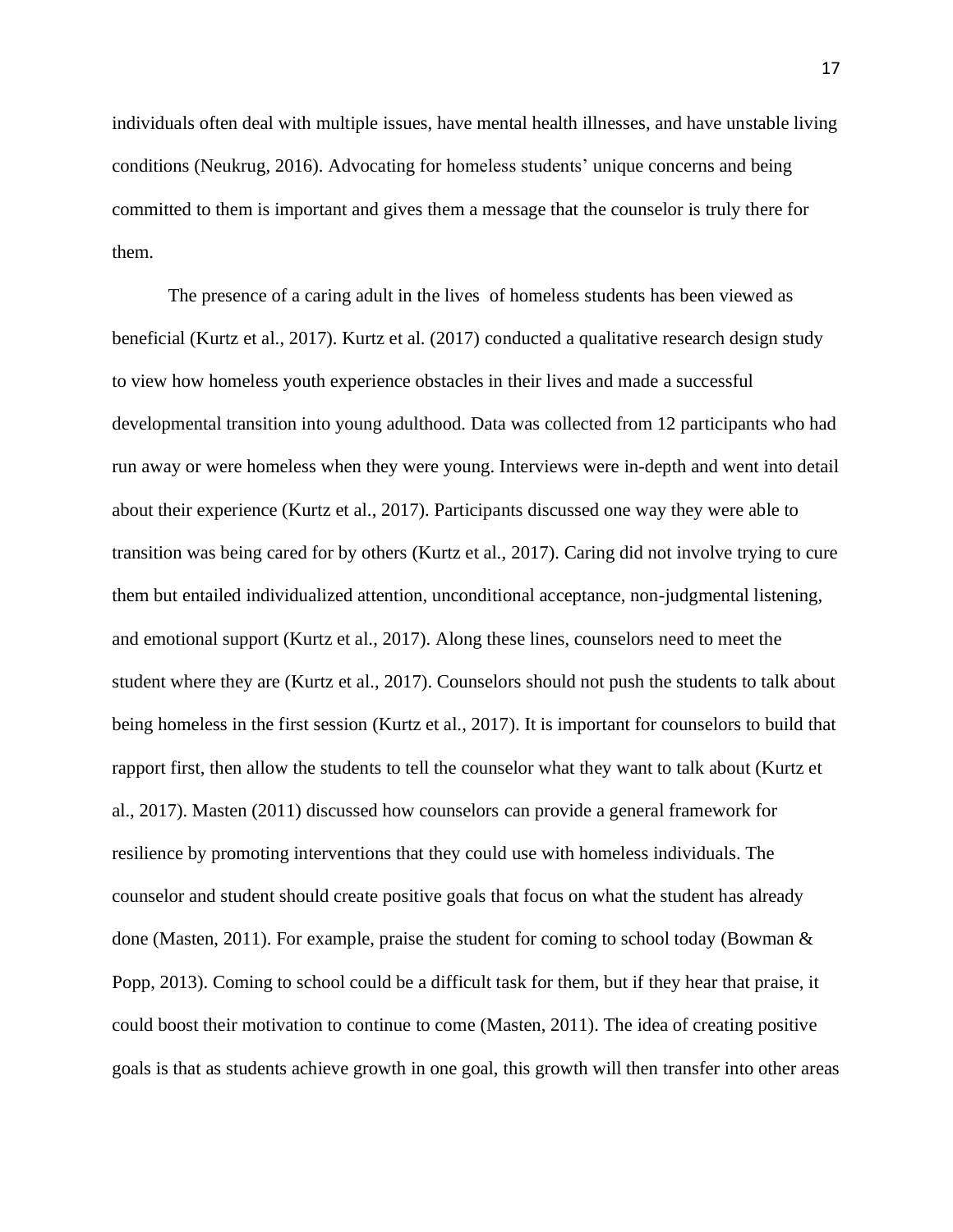individuals often deal with multiple issues, have mental health illnesses, and have unstable living conditions (Neukrug, 2016). Advocating for homeless students' unique concerns and being committed to them is important and gives them a message that the counselor is truly there for them.

The presence of a caring adult in the lives of homeless students has been viewed as beneficial (Kurtz et al., 2017). Kurtz et al. (2017) conducted a qualitative research design study to view how homeless youth experience obstacles in their lives and made a successful developmental transition into young adulthood. Data was collected from 12 participants who had run away or were homeless when they were young. Interviews were in-depth and went into detail about their experience (Kurtz et al., 2017). Participants discussed one way they were able to transition was being cared for by others (Kurtz et al., 2017). Caring did not involve trying to cure them but entailed individualized attention, unconditional acceptance, non-judgmental listening, and emotional support (Kurtz et al., 2017). Along these lines, counselors need to meet the student where they are (Kurtz et al., 2017). Counselors should not push the students to talk about being homeless in the first session (Kurtz et al., 2017). It is important for counselors to build that rapport first, then allow the students to tell the counselor what they want to talk about (Kurtz et al., 2017). Masten (2011) discussed how counselors can provide a general framework for resilience by promoting interventions that they could use with homeless individuals. The counselor and student should create positive goals that focus on what the student has already done (Masten, 2011). For example, praise the student for coming to school today (Bowman & Popp, 2013). Coming to school could be a difficult task for them, but if they hear that praise, it could boost their motivation to continue to come (Masten, 2011). The idea of creating positive goals is that as students achieve growth in one goal, this growth will then transfer into other areas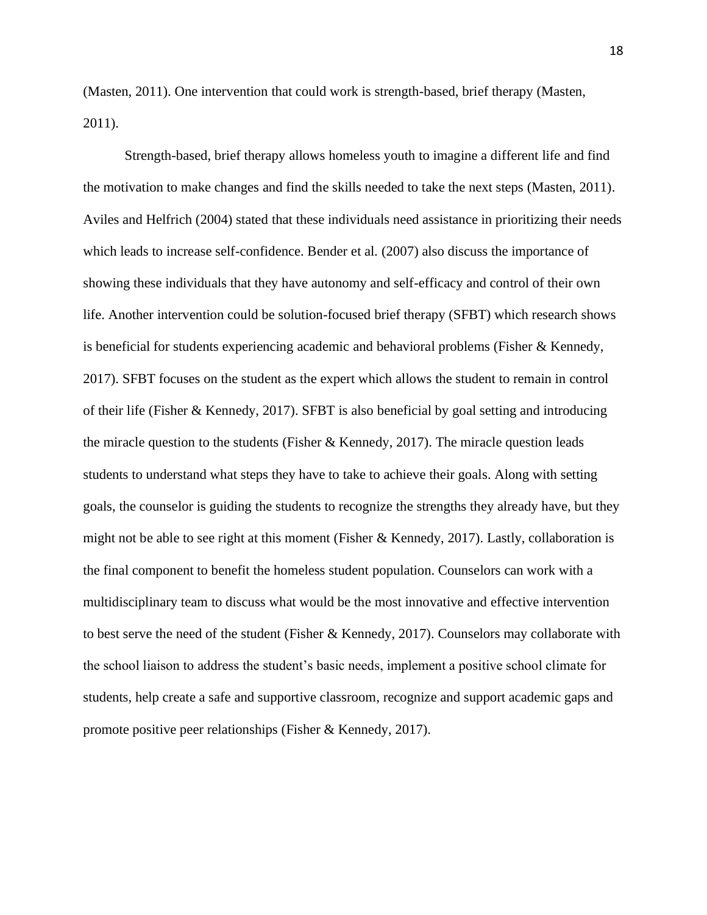(Masten, 2011). One intervention that could work is strength-based, brief therapy (Masten, 2011).

Strength-based, brief therapy allows homeless youth to imagine a different life and find the motivation to make changes and find the skills needed to take the next steps (Masten, 2011). Aviles and Helfrich (2004) stated that these individuals need assistance in prioritizing their needs which leads to increase self-confidence. Bender et al. (2007) also discuss the importance of showing these individuals that they have autonomy and self-efficacy and control of their own life. Another intervention could be solution-focused brief therapy (SFBT) which research shows is beneficial for students experiencing academic and behavioral problems (Fisher & Kennedy, 2017). SFBT focuses on the student as the expert which allows the student to remain in control of their life (Fisher & Kennedy, 2017). SFBT is also beneficial by goal setting and introducing the miracle question to the students (Fisher & Kennedy, 2017). The miracle question leads students to understand what steps they have to take to achieve their goals. Along with setting goals, the counselor is guiding the students to recognize the strengths they already have, but they might not be able to see right at this moment (Fisher & Kennedy, 2017). Lastly, collaboration is the final component to benefit the homeless student population. Counselors can work with a multidisciplinary team to discuss what would be the most innovative and effective intervention to best serve the need of the student (Fisher & Kennedy, 2017). Counselors may collaborate with the school liaison to address the student's basic needs, implement a positive school climate for students, help create a safe and supportive classroom, recognize and support academic gaps and promote positive peer relationships (Fisher & Kennedy, 2017).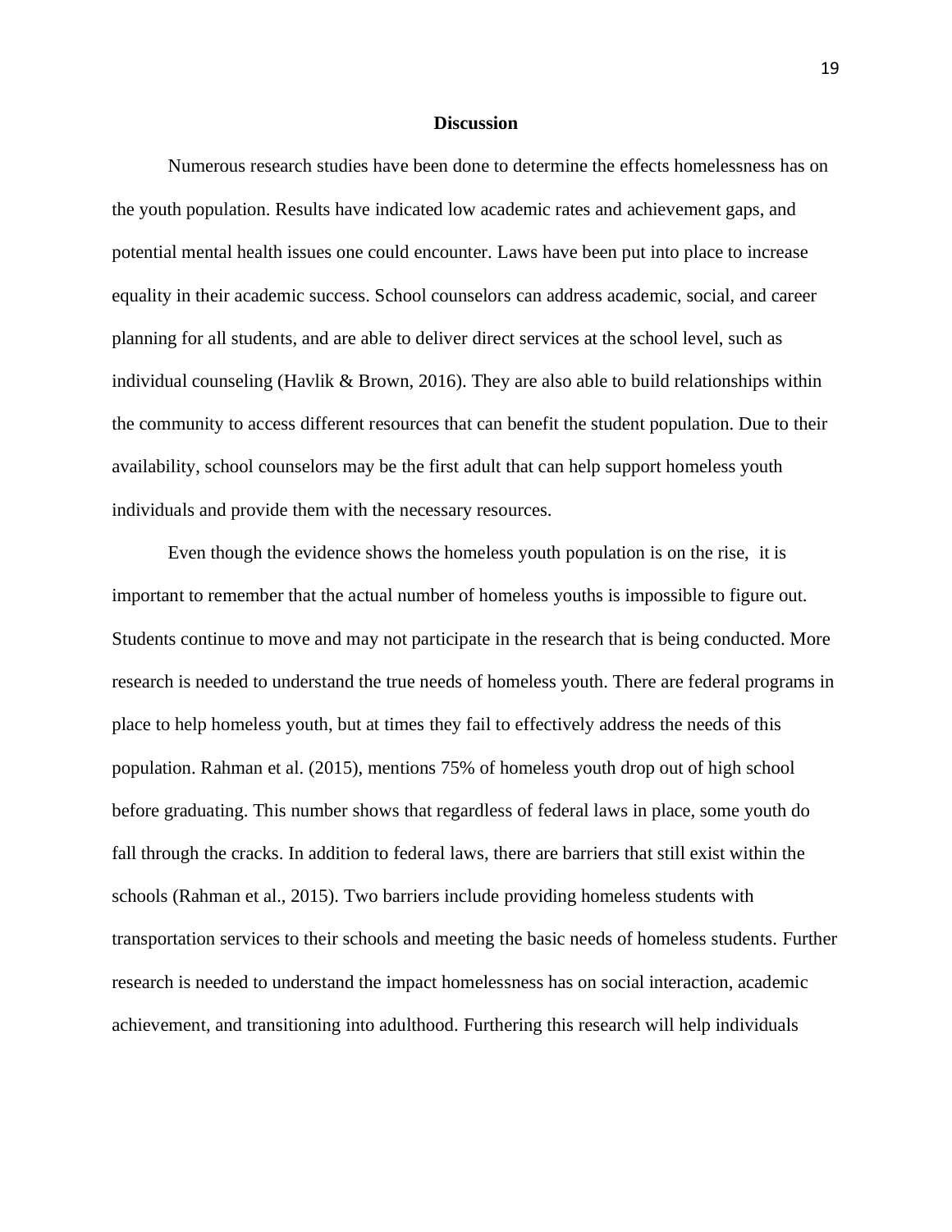## Discussion

Numerous research studies have been done to determine the effects homelessness has on the youth population. Results have indicated low academic rates and achievement gaps, and potential mental health issues one could encounter. Laws have been put into place to increase equality in their academic success. School counselors can address academic, social, and career planning for all students, and are able to deliver direct services at the school level, such as individual counseling (Havlik & Brown, 2016). They are also able to build relationships within the community to access different resources that can benefit the student population. Due to their availability, school counselors may be the first adult that can help support homeless youth individuals and provide them with the necessary resources.

Even though the evidence shows the homeless youth population is on the rise, it is important to remember that the actual number of homeless youths is impossible to figure out. Students continue to move and may not participate in the research that is being conducted. More research is needed to understand the true needs of homeless youth. There are federal programs in place to help homeless youth, but at times they fail to effectively address the needs of this population. Rahman et al. (2015), mentions 75% of homeless youth drop out of high school before graduating. This number shows that regardless of federal laws in place, some youth do fall through the cracks. In addition to federal laws, there are barriers that still exist within the schools (Rahman et al., 2015). Two barriers include providing homeless students with transportation services to their schools and meeting the basic needs of homeless students. Further research is needed to understand the impact homelessness has on social interaction, academic achievement, and transitioning into adulthood. Furthering this research will help individuals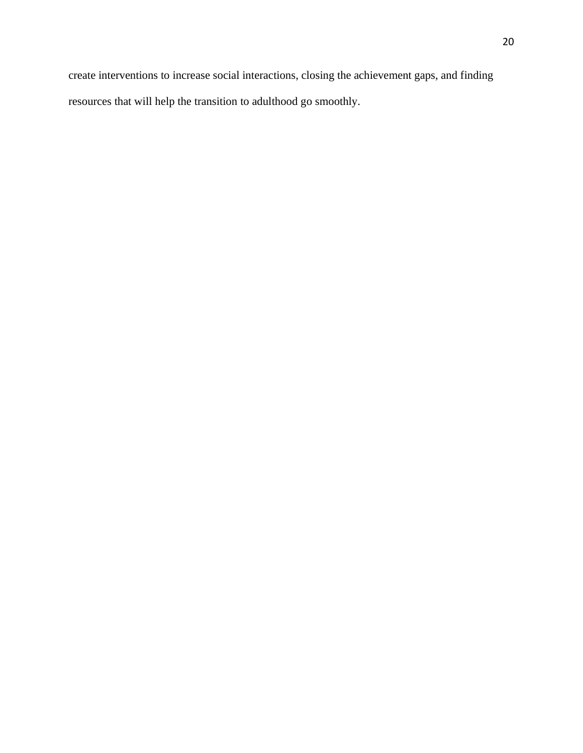create interventions to increase social interactions, closing the achievement gaps, and finding resources that will help the transition to adulthood go smoothly.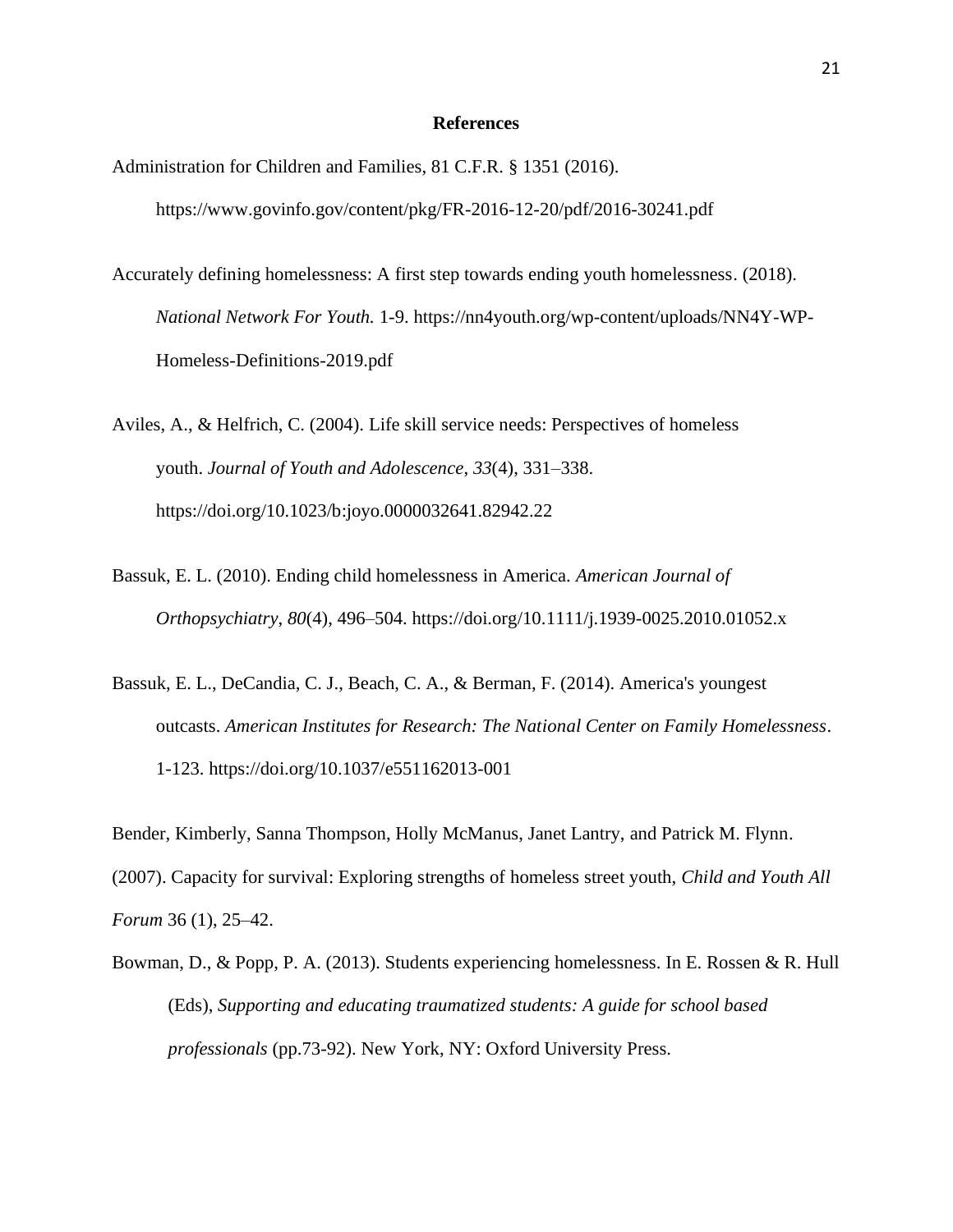# References

Administration for Children and Families, 81 C.F.R. § 1351 (2016). https://www.govinfo.gov/content/pkg/FR-2016-12-20/pdf/2016-30241.pdf

Accurately defining homelessness: A first step towards ending youth homelessness. (2018). *National Network For Youth.* 1-9. https://nn4youth.org/wp-content/uploads/NN4Y-WP-Homeless-Definitions-2019.pdf

Aviles, A., & Helfrich, C. (2004). Life skill service needs: Perspectives of homeless youth. *Journal of Youth and Adolescence*, *33*(4), 331–338. https://doi.org/10.1023/b:joyo.0000032641.82942.22

Bassuk, E. L. (2010). Ending child homelessness in America. *American Journal of Orthopsychiatry*, *80*(4), 496–504. https://doi.org/10.1111/j.1939-0025.2010.01052.x

Bassuk, E. L., DeCandia, C. J., Beach, C. A., & Berman, F. (2014). America's youngest outcasts. *American Institutes for Research: The National Center on Family Homelessness*. 1-123. https://doi.org/10.1037/e551162013-001

Bender, Kimberly, Sanna Thompson, Holly McManus, Janet Lantry, and Patrick M. Flynn. (2007). Capacity for survival: Exploring strengths of homeless street youth, *Child and Youth All Forum* 36 (1), 25–42.

Bowman, D., & Popp, P. A. (2013). Students experiencing homelessness. In E. Rossen & R. Hull (Eds), *Supporting and educating traumatized students: A guide for school based professionals* (pp.73-92). New York, NY: Oxford University Press.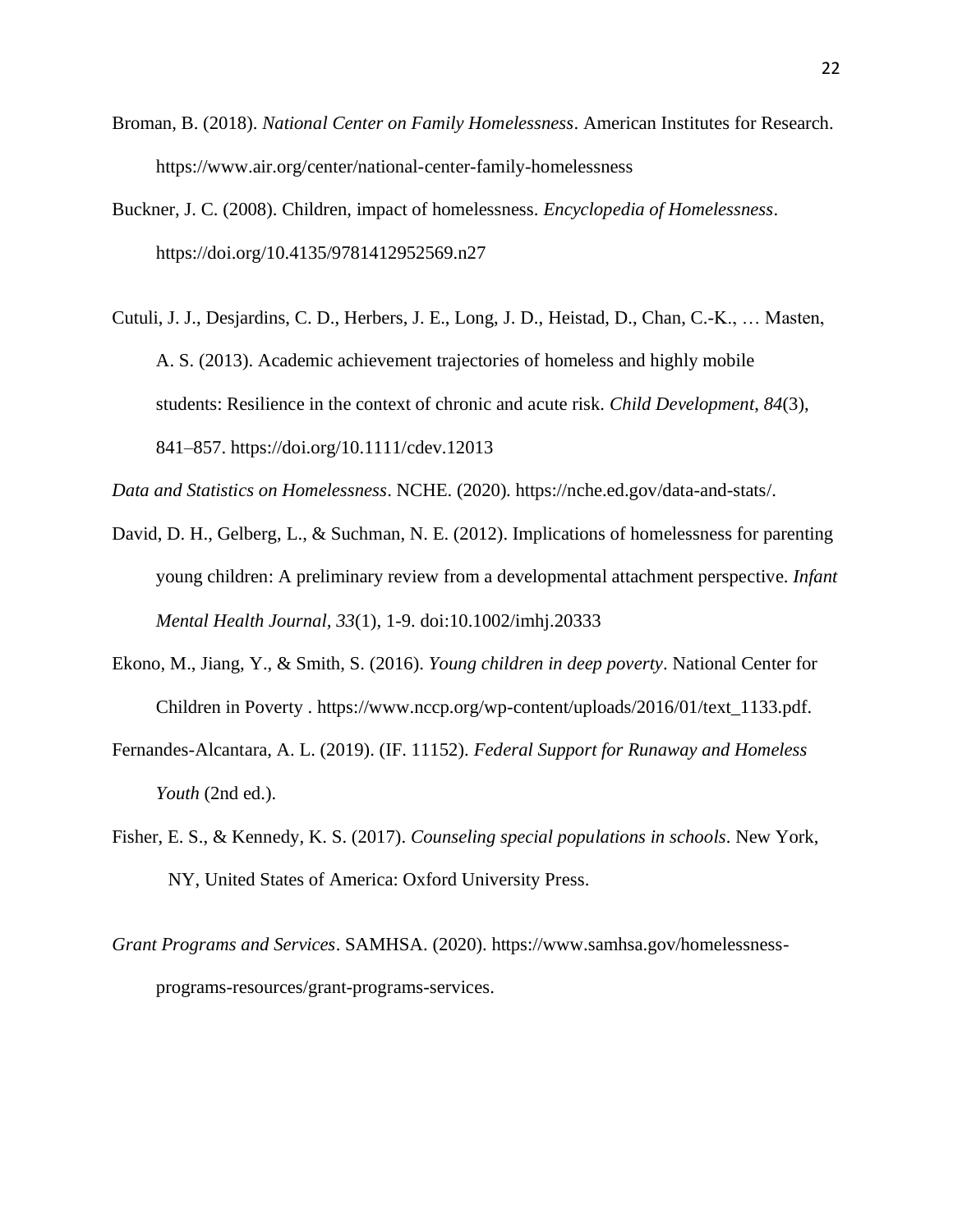Broman, B. (2018). *National Center on Family Homelessness*. American Institutes for Research. https://www.air.org/center/national-center-family-homelessness

Buckner, J. C. (2008). Children, impact of homelessness. *Encyclopedia of Homelessness*. https://doi.org/10.4135/9781412952569.n27

Cutuli, J. J., Desjardins, C. D., Herbers, J. E., Long, J. D., Heistad, D., Chan, C.-K., … Masten, A. S. (2013). Academic achievement trajectories of homeless and highly mobile students: Resilience in the context of chronic and acute risk. *Child Development*, *84*(3), 841–857. https://doi.org/10.1111/cdev.12013

*Data and Statistics on Homelessness*. NCHE. (2020). https://nche.ed.gov/data-and-stats/.

David, D. H., Gelberg, L., & Suchman, N. E. (2012). Implications of homelessness for parenting young children: A preliminary review from a developmental attachment perspective. *Infant Mental Health Journal*, *33*(1), 1-9. doi:10.1002/imhj.20333

Ekono, M., Jiang, Y., & Smith, S. (2016). *Young children in deep poverty*. National Center for Children in Poverty . https://www.nccp.org/wp-content/uploads/2016/01/text_1133.pdf.

Fernandes-Alcantara, A. L. (2019). (IF. 11152). *Federal Support for Runaway and Homeless Youth* (2nd ed.).

Fisher, E. S., & Kennedy, K. S. (2017). *Counseling special populations in schools*. New York, NY, United States of America: Oxford University Press.

*Grant Programs and Services*. SAMHSA. (2020). https://www.samhsa.gov/homelessness-programs-resources/grant-programs-services.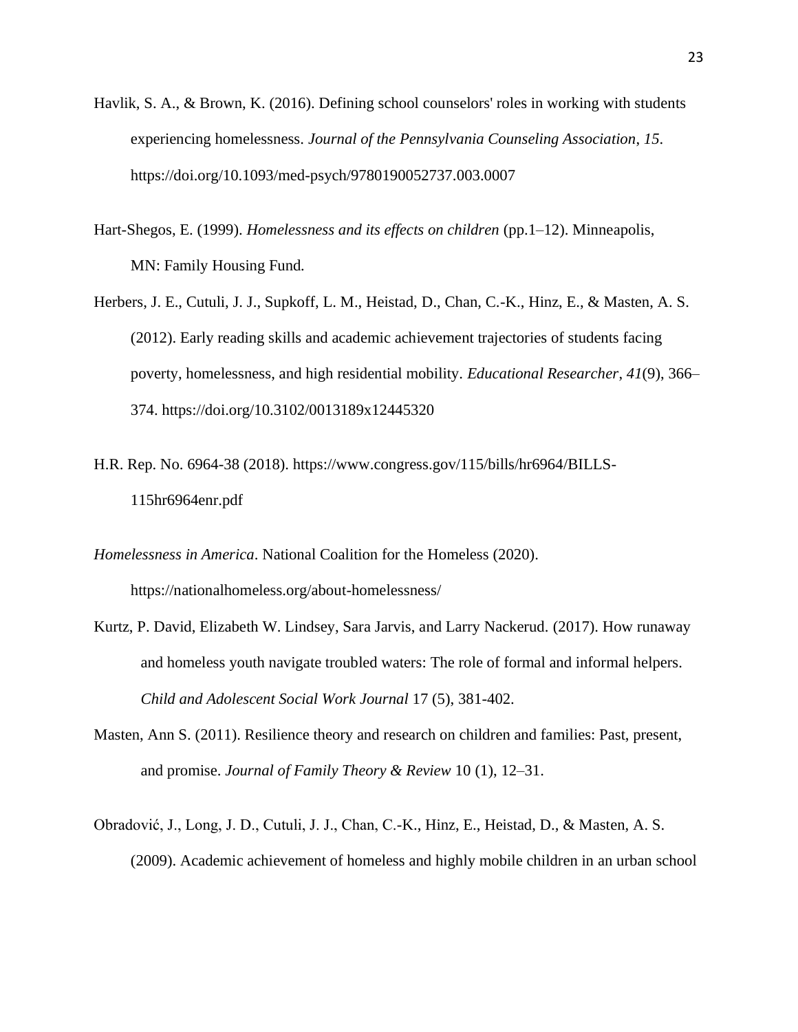Havlik, S. A., & Brown, K. (2016). Defining school counselors' roles in working with students experiencing homelessness. *Journal of the Pennsylvania Counseling Association*, *15*. https://doi.org/10.1093/med-psych/9780190052737.003.0007

Hart-Shegos, E. (1999). *Homelessness and its effects on children* (pp.1–12). Minneapolis, MN: Family Housing Fund.

Herbers, J. E., Cutuli, J. J., Supkoff, L. M., Heistad, D., Chan, C.-K., Hinz, E., & Masten, A. S. (2012). Early reading skills and academic achievement trajectories of students facing poverty, homelessness, and high residential mobility. *Educational Researcher*, *41*(9), 366–374. https://doi.org/10.3102/0013189x12445320

H.R. Rep. No. 6964-38 (2018). https://www.congress.gov/115/bills/hr6964/BILLS-115hr6964enr.pdf

*Homelessness in America*. National Coalition for the Homeless (2020). https://nationalhomeless.org/about-homelessness/

Kurtz, P. David, Elizabeth W. Lindsey, Sara Jarvis, and Larry Nackerud. (2017). How runaway and homeless youth navigate troubled waters: The role of formal and informal helpers. *Child and Adolescent Social Work Journal* 17 (5), 381-402.

Masten, Ann S. (2011). Resilience theory and research on children and families: Past, present, and promise. *Journal of Family Theory & Review* 10 (1), 12–31.

Obradović, J., Long, J. D., Cutuli, J. J., Chan, C.-K., Hinz, E., Heistad, D., & Masten, A. S. (2009). Academic achievement of homeless and highly mobile children in an urban school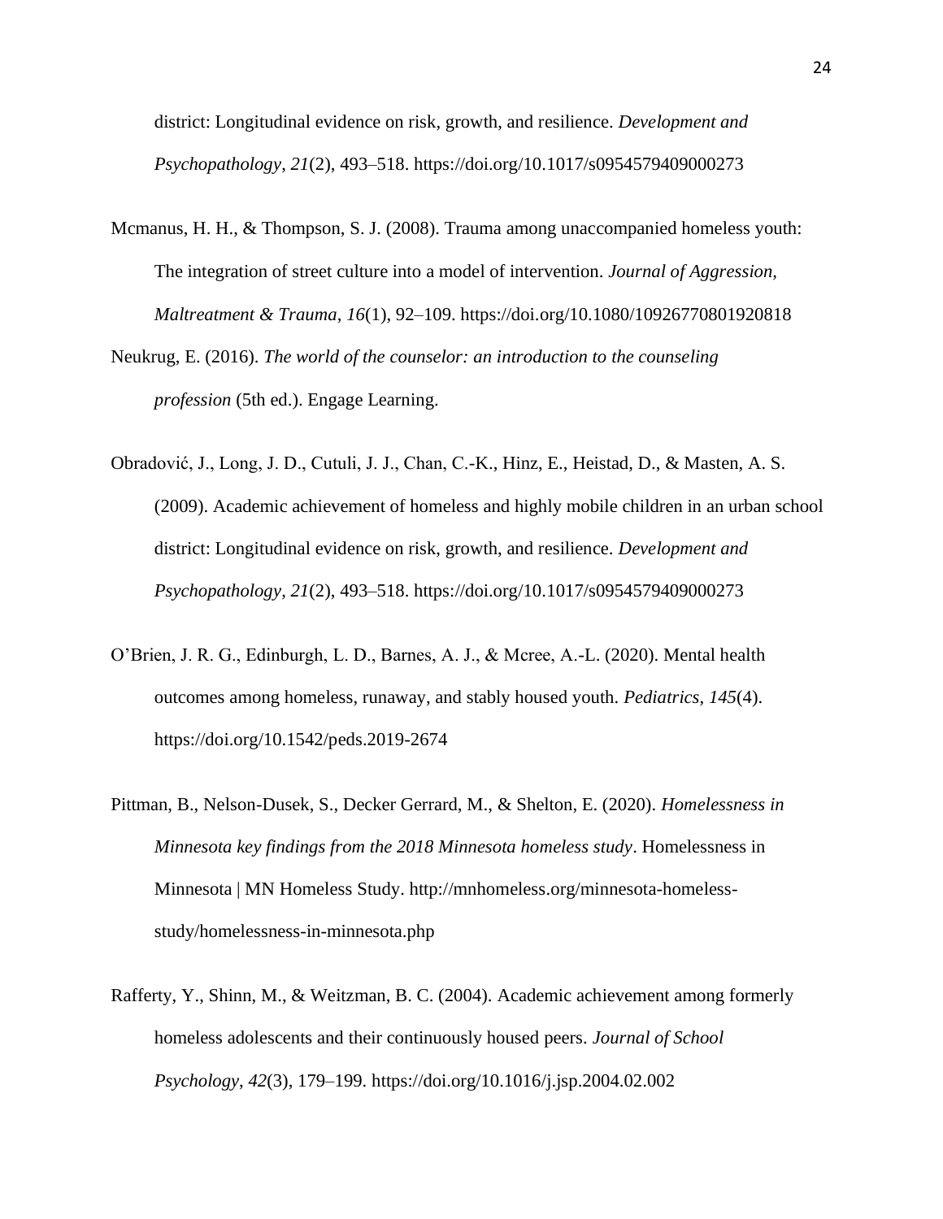district: Longitudinal evidence on risk, growth, and resilience. *Development and Psychopathology*, *21*(2), 493–518. https://doi.org/10.1017/s0954579409000273

Mcmanus, H. H., & Thompson, S. J. (2008). Trauma among unaccompanied homeless youth: The integration of street culture into a model of intervention. *Journal of Aggression, Maltreatment & Trauma*, *16*(1), 92–109. https://doi.org/10.1080/10926770801920818

Neukrug, E. (2016). *The world of the counselor: an introduction to the counseling profession* (5th ed.). Engage Learning.

Obradović, J., Long, J. D., Cutuli, J. J., Chan, C.-K., Hinz, E., Heistad, D., & Masten, A. S. (2009). Academic achievement of homeless and highly mobile children in an urban school district: Longitudinal evidence on risk, growth, and resilience. *Development and Psychopathology*, *21*(2), 493–518. https://doi.org/10.1017/s0954579409000273

O'Brien, J. R. G., Edinburgh, L. D., Barnes, A. J., & Mcree, A.-L. (2020). Mental health outcomes among homeless, runaway, and stably housed youth. *Pediatrics*, *145*(4). https://doi.org/10.1542/peds.2019-2674

Pittman, B., Nelson-Dusek, S., Decker Gerrard, M., & Shelton, E. (2020). *Homelessness in Minnesota key findings from the 2018 Minnesota homeless study*. Homelessness in Minnesota | MN Homeless Study. http://mnhomeless.org/minnesota-homeless-study/homelessness-in-minnesota.php

Rafferty, Y., Shinn, M., & Weitzman, B. C. (2004). Academic achievement among formerly homeless adolescents and their continuously housed peers. *Journal of School Psychology*, *42*(3), 179–199. https://doi.org/10.1016/j.jsp.2004.02.002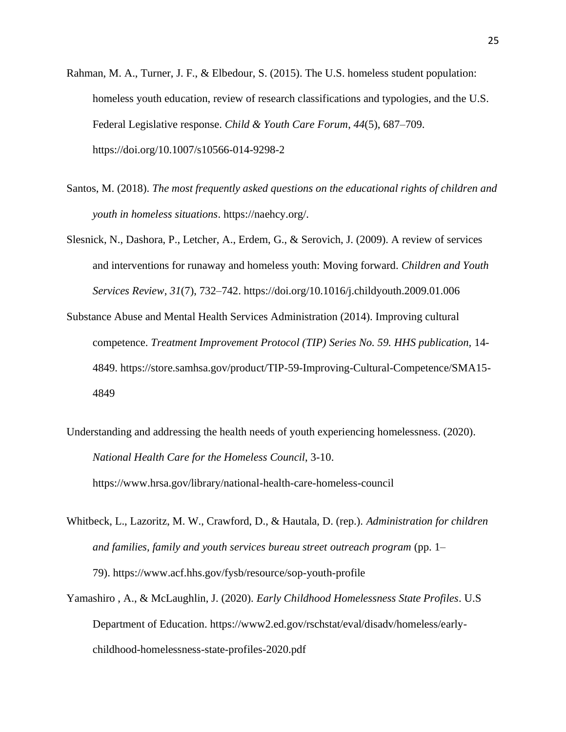Rahman, M. A., Turner, J. F., & Elbedour, S. (2015). The U.S. homeless student population: homeless youth education, review of research classifications and typologies, and the U.S. Federal Legislative response. *Child & Youth Care Forum*, *44*(5), 687–709. https://doi.org/10.1007/s10566-014-9298-2

Santos, M. (2018). *The most frequently asked questions on the educational rights of children and youth in homeless situations*. https://naehcy.org/.

Slesnick, N., Dashora, P., Letcher, A., Erdem, G., & Serovich, J. (2009). A review of services and interventions for runaway and homeless youth: Moving forward. *Children and Youth Services Review*, *31*(7), 732–742. https://doi.org/10.1016/j.childyouth.2009.01.006

Substance Abuse and Mental Health Services Administration (2014). Improving cultural competence. *Treatment Improvement Protocol (TIP) Series No. 59. HHS publication*, 14-4849. https://store.samhsa.gov/product/TIP-59-Improving-Cultural-Competence/SMA15-4849

Understanding and addressing the health needs of youth experiencing homelessness. (2020). *National Health Care for the Homeless Council*, 3-10. https://www.hrsa.gov/library/national-health-care-homeless-council

Whitbeck, L., Lazoritz, M. W., Crawford, D., & Hautala, D. (rep.). *Administration for children and families, family and youth services bureau street outreach program* (pp. 1–79). https://www.acf.hhs.gov/fysb/resource/sop-youth-profile

Yamashiro , A., & McLaughlin, J. (2020). *Early Childhood Homelessness State Profiles*. U.S Department of Education. https://www2.ed.gov/rschstat/eval/disadv/homeless/early-childhood-homelessness-state-profiles-2020.pdf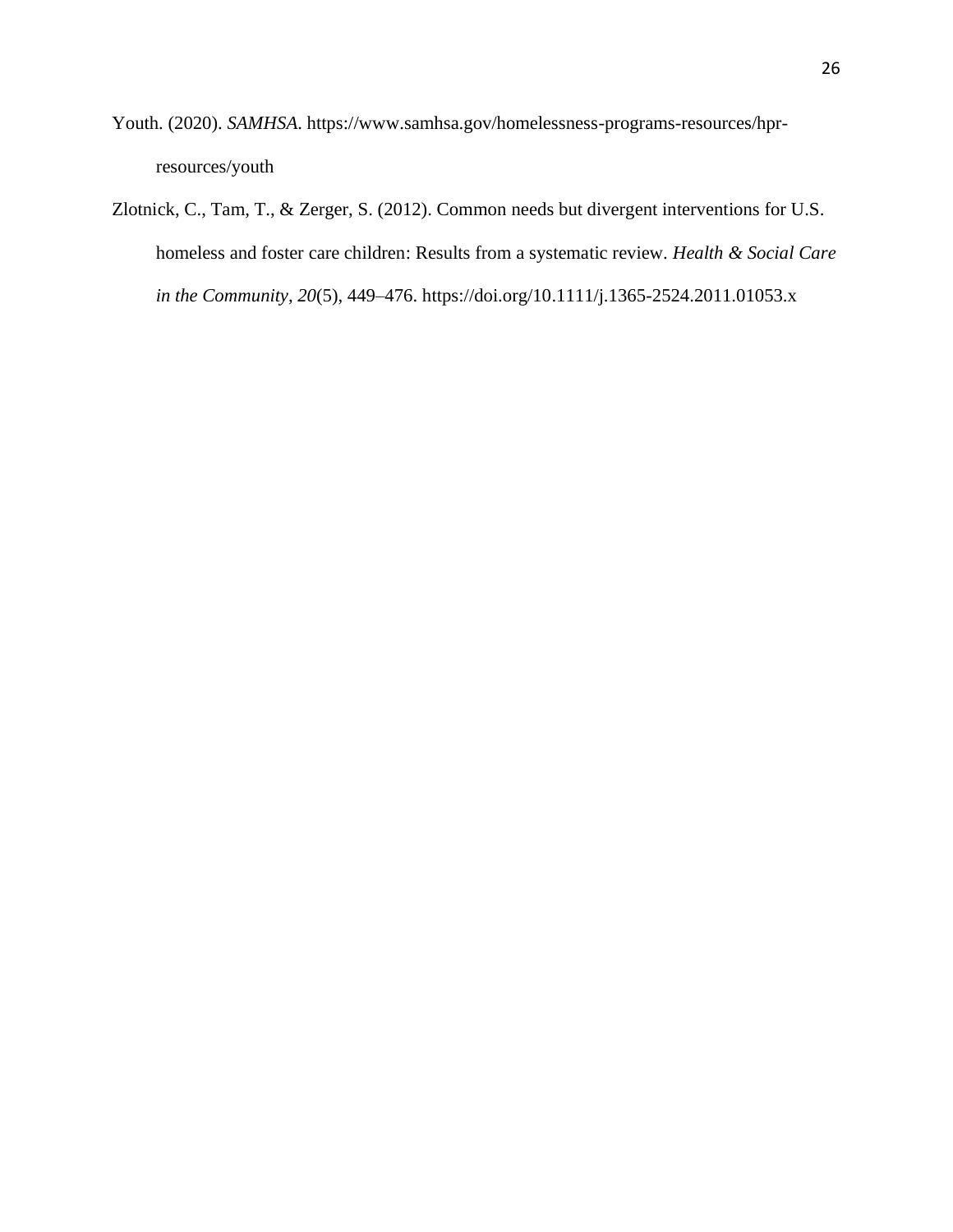Youth. (2020). *SAMHSA*. https://www.samhsa.gov/homelessness-programs-resources/hpr-resources/youth

Zlotnick, C., Tam, T., & Zerger, S. (2012). Common needs but divergent interventions for U.S. homeless and foster care children: Results from a systematic review. *Health & Social Care in the Community*, *20*(5), 449–476. https://doi.org/10.1111/j.1365-2524.2011.01053.x